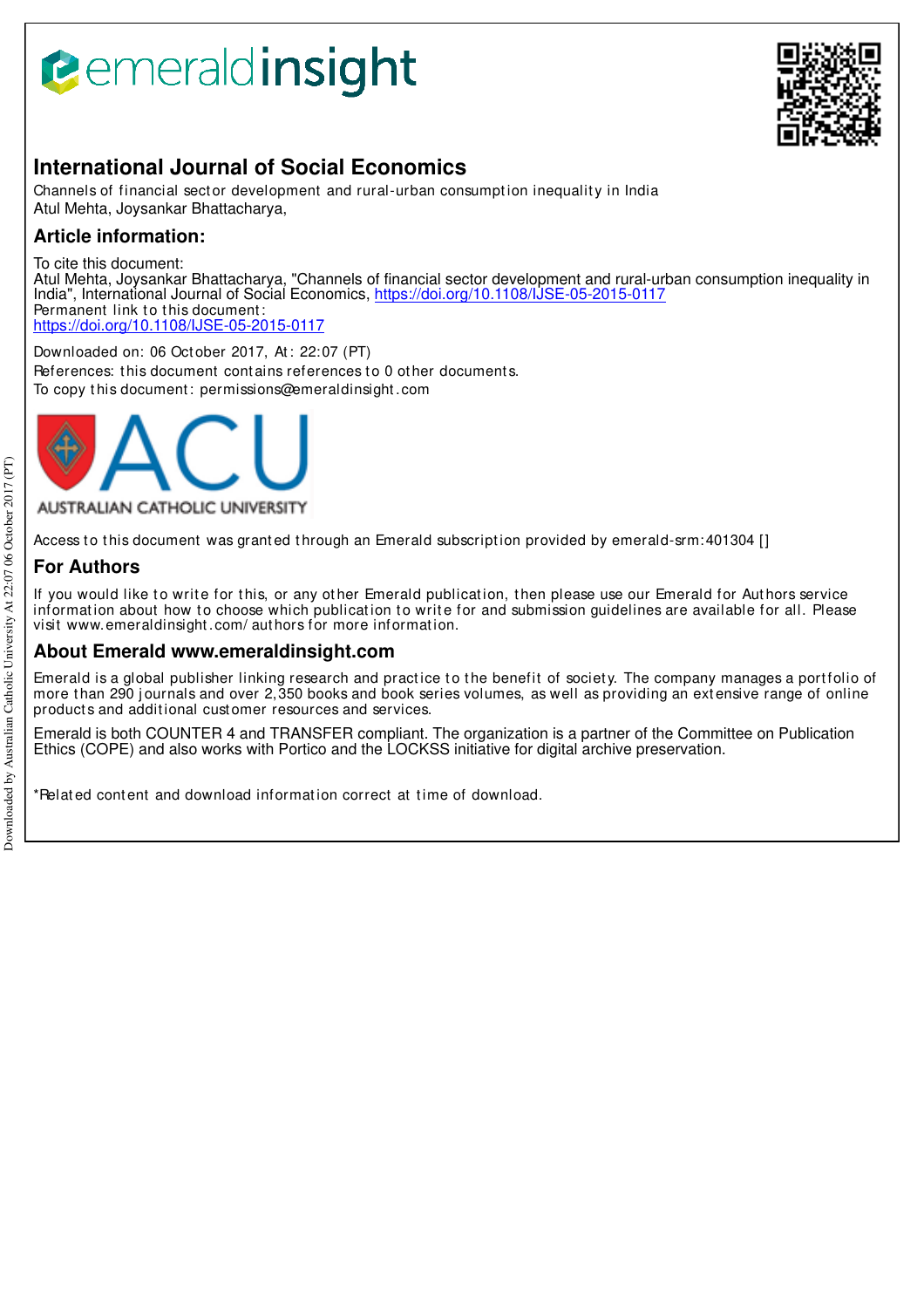# International Journal of Social Economics

Channels of financial sector development and rural-urban consumption inequality in India
Atul Mehta, Joysankar Bhattacharya,

## Article information:

To cite this document:
Atul Mehta, Joysankar Bhattacharya, "Channels of financial sector development and rural-urban consumption inequality in India", International Journal of Social Economics, https://doi.org/10.1108/IJSE-05-2015-0117
Permanent link to this document:
https://doi.org/10.1108/IJSE-05-2015-0117

Downloaded on: 06 October 2017, At: 22:07 (PT)
References: this document contains references to 0 other documents.
To copy this document: permissions@emeraldinsight.com

Access to this document was granted through an Emerald subscription provided by emerald-srm:401304 []

## For Authors

If you would like to write for this, or any other Emerald publication, then please use our Emerald for Authors service information about how to choose which publication to write for and submission guidelines are available for all. Please visit www.emeraldinsight.com/authors for more information.

## About Emerald www.emeraldinsight.com

Emerald is a global publisher linking research and practice to the benefit of society. The company manages a portfolio of more than 290 journals and over 2,350 books and book series volumes, as well as providing an extensive range of online products and additional customer resources and services.

Emerald is both COUNTER 4 and TRANSFER compliant. The organization is a partner of the Committee on Publication Ethics (COPE) and also works with Portico and the LOCKSS initiative for digital archive preservation.

*Related content and download information correct at time of download.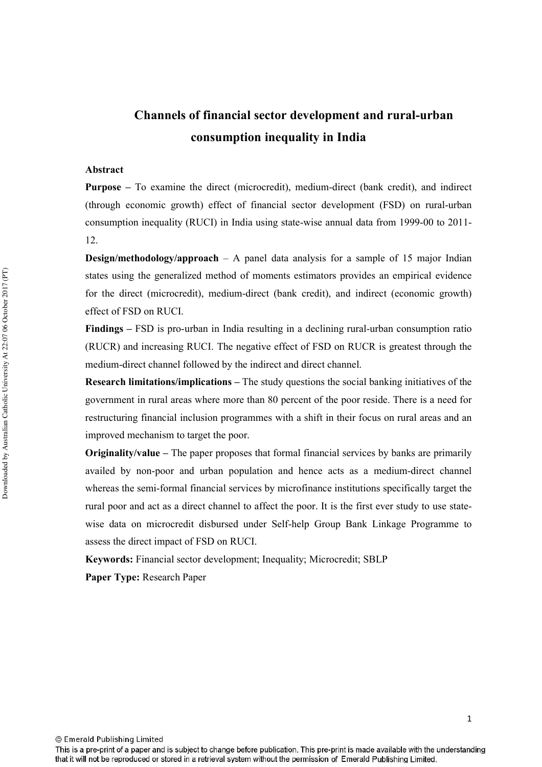# Channels of financial sector development and rural-urban consumption inequality in India

**Abstract**

**Purpose –** To examine the direct (microcredit), medium-direct (bank credit), and indirect (through economic growth) effect of financial sector development (FSD) on rural-urban consumption inequality (RUCI) in India using state-wise annual data from 1999-00 to 2011-12.

**Design/methodology/approach** – A panel data analysis for a sample of 15 major Indian states using the generalized method of moments estimators provides an empirical evidence for the direct (microcredit), medium-direct (bank credit), and indirect (economic growth) effect of FSD on RUCI.

**Findings –** FSD is pro-urban in India resulting in a declining rural-urban consumption ratio (RUCR) and increasing RUCI. The negative effect of FSD on RUCR is greatest through the medium-direct channel followed by the indirect and direct channel.

**Research limitations/implications –** The study questions the social banking initiatives of the government in rural areas where more than 80 percent of the poor reside. There is a need for restructuring financial inclusion programmes with a shift in their focus on rural areas and an improved mechanism to target the poor.

**Originality/value –** The paper proposes that formal financial services by banks are primarily availed by non-poor and urban population and hence acts as a medium-direct channel whereas the semi-formal financial services by microfinance institutions specifically target the rural poor and act as a direct channel to affect the poor. It is the first ever study to use state-wise data on microcredit disbursed under Self-help Group Bank Linkage Programme to assess the direct impact of FSD on RUCI.

**Keywords:** Financial sector development; Inequality; Microcredit; SBLP

**Paper Type:** Research Paper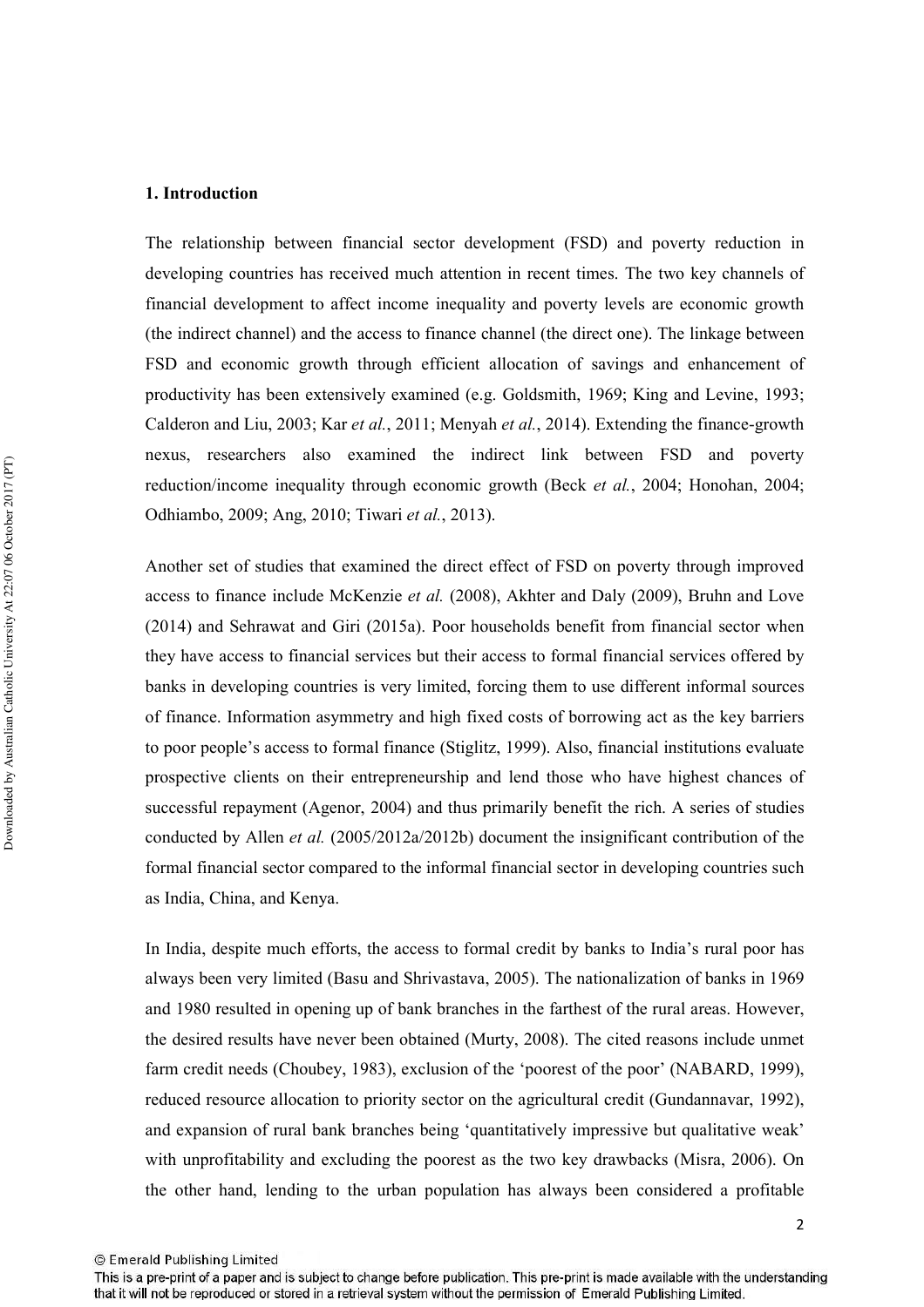## 1. Introduction

The relationship between financial sector development (FSD) and poverty reduction in developing countries has received much attention in recent times. The two key channels of financial development to affect income inequality and poverty levels are economic growth (the indirect channel) and the access to finance channel (the direct one). The linkage between FSD and economic growth through efficient allocation of savings and enhancement of productivity has been extensively examined (e.g. Goldsmith, 1969; King and Levine, 1993; Calderon and Liu, 2003; Kar *et al.*, 2011; Menyah *et al.*, 2014). Extending the finance-growth nexus, researchers also examined the indirect link between FSD and poverty reduction/income inequality through economic growth (Beck *et al.*, 2004; Honohan, 2004; Odhiambo, 2009; Ang, 2010; Tiwari *et al.*, 2013).

Another set of studies that examined the direct effect of FSD on poverty through improved access to finance include McKenzie *et al.* (2008), Akhter and Daly (2009), Bruhn and Love (2014) and Sehrawat and Giri (2015a). Poor households benefit from financial sector when they have access to financial services but their access to formal financial services offered by banks in developing countries is very limited, forcing them to use different informal sources of finance. Information asymmetry and high fixed costs of borrowing act as the key barriers to poor people's access to formal finance (Stiglitz, 1999). Also, financial institutions evaluate prospective clients on their entrepreneurship and lend those who have highest chances of successful repayment (Agenor, 2004) and thus primarily benefit the rich. A series of studies conducted by Allen *et al.* (2005/2012a/2012b) document the insignificant contribution of the formal financial sector compared to the informal financial sector in developing countries such as India, China, and Kenya.

In India, despite much efforts, the access to formal credit by banks to India's rural poor has always been very limited (Basu and Shrivastava, 2005). The nationalization of banks in 1969 and 1980 resulted in opening up of bank branches in the farthest of the rural areas. However, the desired results have never been obtained (Murty, 2008). The cited reasons include unmet farm credit needs (Choubey, 1983), exclusion of the 'poorest of the poor' (NABARD, 1999), reduced resource allocation to priority sector on the agricultural credit (Gundannavar, 1992), and expansion of rural bank branches being 'quantitatively impressive but qualitative weak' with unprofitability and excluding the poorest as the two key drawbacks (Misra, 2006). On the other hand, lending to the urban population has always been considered a profitable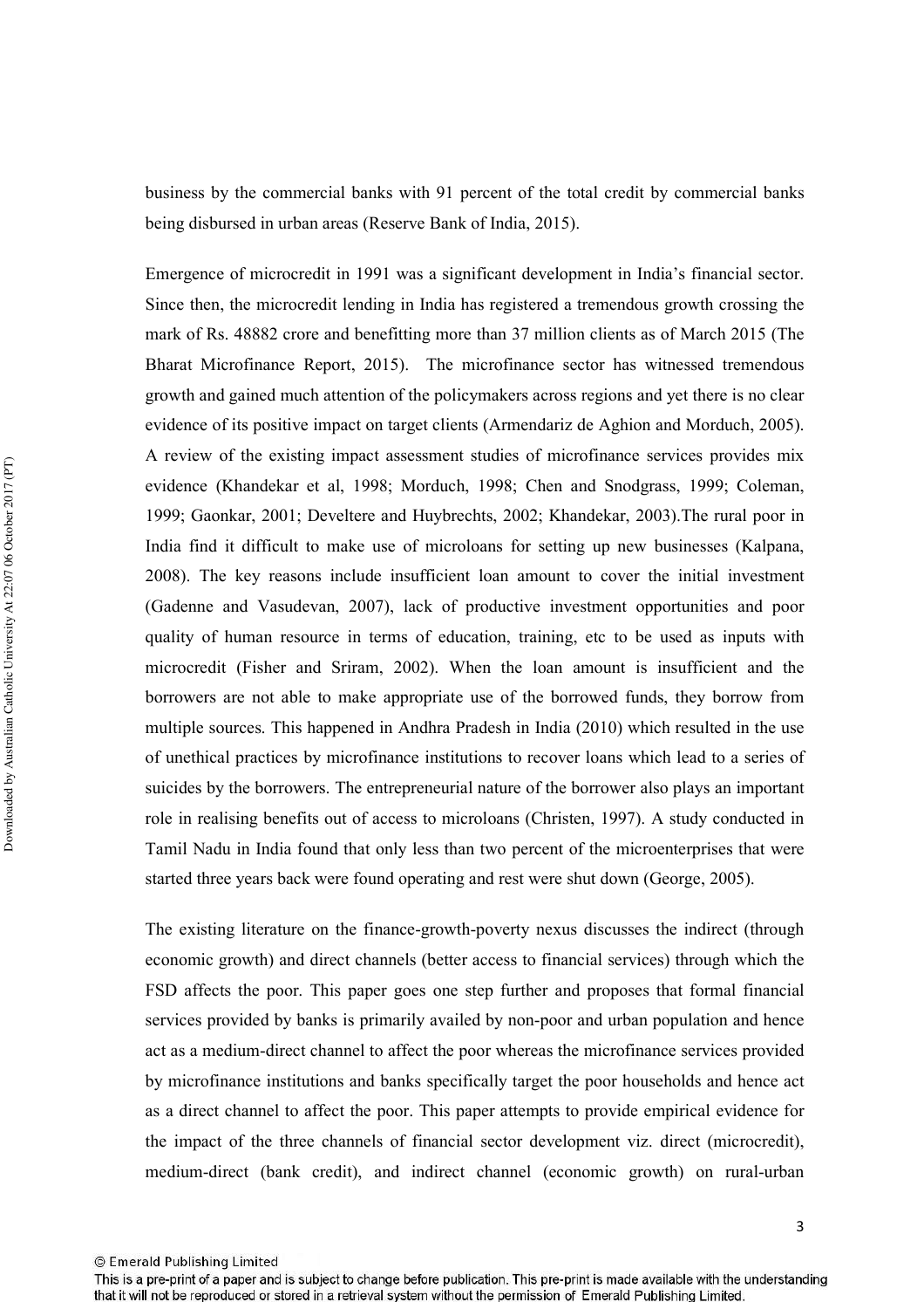business by the commercial banks with 91 percent of the total credit by commercial banks being disbursed in urban areas (Reserve Bank of India, 2015).

Emergence of microcredit in 1991 was a significant development in India's financial sector. Since then, the microcredit lending in India has registered a tremendous growth crossing the mark of Rs. 48882 crore and benefitting more than 37 million clients as of March 2015 (The Bharat Microfinance Report, 2015). The microfinance sector has witnessed tremendous growth and gained much attention of the policymakers across regions and yet there is no clear evidence of its positive impact on target clients (Armendariz de Aghion and Morduch, 2005). A review of the existing impact assessment studies of microfinance services provides mix evidence (Khandekar et al, 1998; Morduch, 1998; Chen and Snodgrass, 1999; Coleman, 1999; Gaonkar, 2001; Develtere and Huybrechts, 2002; Khandekar, 2003).The rural poor in India find it difficult to make use of microloans for setting up new businesses (Kalpana, 2008). The key reasons include insufficient loan amount to cover the initial investment (Gadenne and Vasudevan, 2007), lack of productive investment opportunities and poor quality of human resource in terms of education, training, etc to be used as inputs with microcredit (Fisher and Sriram, 2002). When the loan amount is insufficient and the borrowers are not able to make appropriate use of the borrowed funds, they borrow from multiple sources. This happened in Andhra Pradesh in India (2010) which resulted in the use of unethical practices by microfinance institutions to recover loans which lead to a series of suicides by the borrowers. The entrepreneurial nature of the borrower also plays an important role in realising benefits out of access to microloans (Christen, 1997). A study conducted in Tamil Nadu in India found that only less than two percent of the microenterprises that were started three years back were found operating and rest were shut down (George, 2005).

The existing literature on the finance-growth-poverty nexus discusses the indirect (through economic growth) and direct channels (better access to financial services) through which the FSD affects the poor. This paper goes one step further and proposes that formal financial services provided by banks is primarily availed by non-poor and urban population and hence act as a medium-direct channel to affect the poor whereas the microfinance services provided by microfinance institutions and banks specifically target the poor households and hence act as a direct channel to affect the poor. This paper attempts to provide empirical evidence for the impact of the three channels of financial sector development viz. direct (microcredit), medium-direct (bank credit), and indirect channel (economic growth) on rural-urban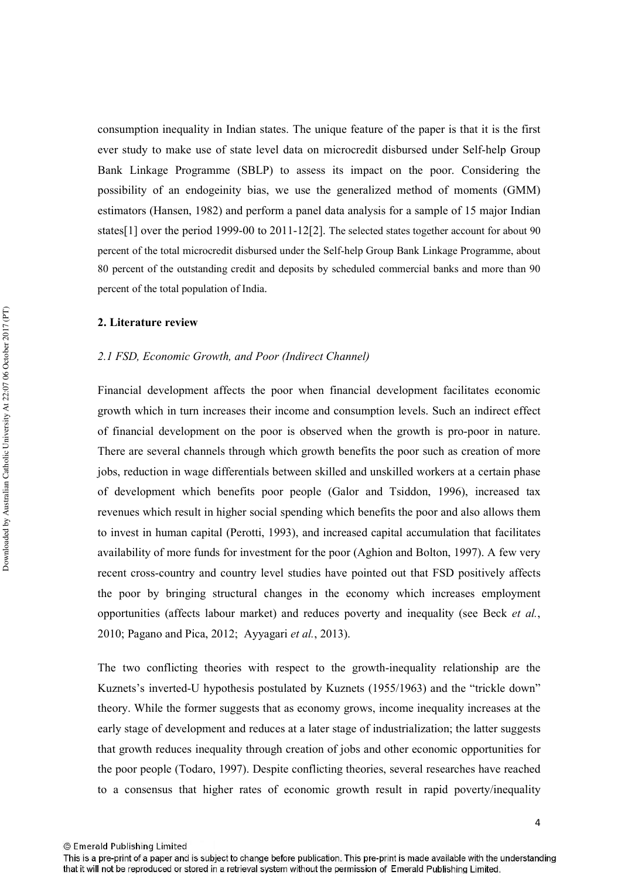consumption inequality in Indian states. The unique feature of the paper is that it is the first ever study to make use of state level data on microcredit disbursed under Self-help Group Bank Linkage Programme (SBLP) to assess its impact on the poor. Considering the possibility of an endogeinity bias, we use the generalized method of moments (GMM) estimators (Hansen, 1982) and perform a panel data analysis for a sample of 15 major Indian states[1] over the period 1999-00 to 2011-12[2]. The selected states together account for about 90 percent of the total microcredit disbursed under the Self-help Group Bank Linkage Programme, about 80 percent of the outstanding credit and deposits by scheduled commercial banks and more than 90 percent of the total population of India.

## 2. Literature review

### *2.1 FSD, Economic Growth, and Poor (Indirect Channel)*

Financial development affects the poor when financial development facilitates economic growth which in turn increases their income and consumption levels. Such an indirect effect of financial development on the poor is observed when the growth is pro-poor in nature. There are several channels through which growth benefits the poor such as creation of more jobs, reduction in wage differentials between skilled and unskilled workers at a certain phase of development which benefits poor people (Galor and Tsiddon, 1996), increased tax revenues which result in higher social spending which benefits the poor and also allows them to invest in human capital (Perotti, 1993), and increased capital accumulation that facilitates availability of more funds for investment for the poor (Aghion and Bolton, 1997). A few very recent cross-country and country level studies have pointed out that FSD positively affects the poor by bringing structural changes in the economy which increases employment opportunities (affects labour market) and reduces poverty and inequality (see Beck *et al.*, 2010; Pagano and Pica, 2012; Ayyagari *et al.*, 2013).

The two conflicting theories with respect to the growth-inequality relationship are the Kuznets's inverted-U hypothesis postulated by Kuznets (1955/1963) and the "trickle down" theory. While the former suggests that as economy grows, income inequality increases at the early stage of development and reduces at a later stage of industrialization; the latter suggests that growth reduces inequality through creation of jobs and other economic opportunities for the poor people (Todaro, 1997). Despite conflicting theories, several researches have reached to a consensus that higher rates of economic growth result in rapid poverty/inequality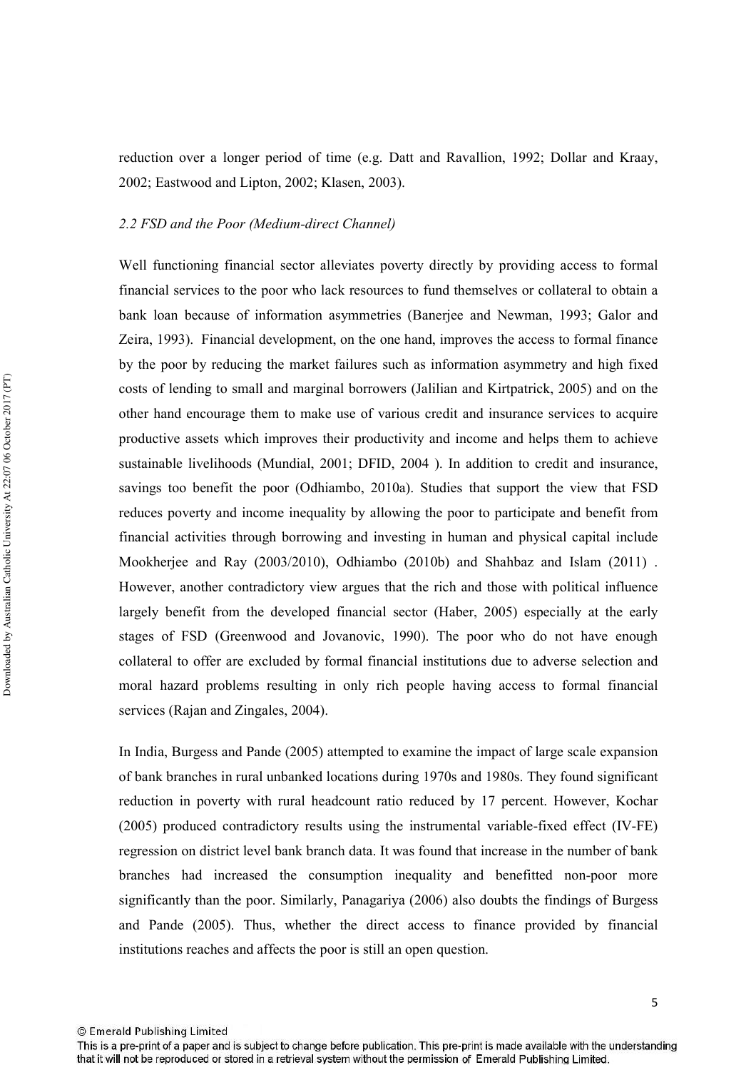reduction over a longer period of time (e.g. Datt and Ravallion, 1992; Dollar and Kraay, 2002; Eastwood and Lipton, 2002; Klasen, 2003).

*2.2 FSD and the Poor (Medium-direct Channel)*

Well functioning financial sector alleviates poverty directly by providing access to formal financial services to the poor who lack resources to fund themselves or collateral to obtain a bank loan because of information asymmetries (Banerjee and Newman, 1993; Galor and Zeira, 1993). Financial development, on the one hand, improves the access to formal finance by the poor by reducing the market failures such as information asymmetry and high fixed costs of lending to small and marginal borrowers (Jalilian and Kirtpatrick, 2005) and on the other hand encourage them to make use of various credit and insurance services to acquire productive assets which improves their productivity and income and helps them to achieve sustainable livelihoods (Mundial, 2001; DFID, 2004 ). In addition to credit and insurance, savings too benefit the poor (Odhiambo, 2010a). Studies that support the view that FSD reduces poverty and income inequality by allowing the poor to participate and benefit from financial activities through borrowing and investing in human and physical capital include Mookherjee and Ray (2003/2010), Odhiambo (2010b) and Shahbaz and Islam (2011) . However, another contradictory view argues that the rich and those with political influence largely benefit from the developed financial sector (Haber, 2005) especially at the early stages of FSD (Greenwood and Jovanovic, 1990). The poor who do not have enough collateral to offer are excluded by formal financial institutions due to adverse selection and moral hazard problems resulting in only rich people having access to formal financial services (Rajan and Zingales, 2004).

In India, Burgess and Pande (2005) attempted to examine the impact of large scale expansion of bank branches in rural unbanked locations during 1970s and 1980s. They found significant reduction in poverty with rural headcount ratio reduced by 17 percent. However, Kochar (2005) produced contradictory results using the instrumental variable-fixed effect (IV-FE) regression on district level bank branch data. It was found that increase in the number of bank branches had increased the consumption inequality and benefitted non-poor more significantly than the poor. Similarly, Panagariya (2006) also doubts the findings of Burgess and Pande (2005). Thus, whether the direct access to finance provided by financial institutions reaches and affects the poor is still an open question.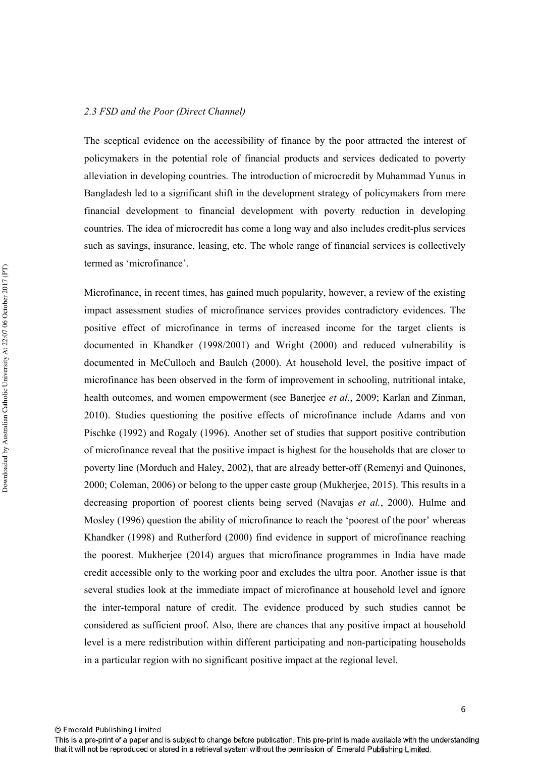*2.3 FSD and the Poor (Direct Channel)*

The sceptical evidence on the accessibility of finance by the poor attracted the interest of policymakers in the potential role of financial products and services dedicated to poverty alleviation in developing countries. The introduction of microcredit by Muhammad Yunus in Bangladesh led to a significant shift in the development strategy of policymakers from mere financial development to financial development with poverty reduction in developing countries. The idea of microcredit has come a long way and also includes credit-plus services such as savings, insurance, leasing, etc. The whole range of financial services is collectively termed as 'microfinance'.

Microfinance, in recent times, has gained much popularity, however, a review of the existing impact assessment studies of microfinance services provides contradictory evidences. The positive effect of microfinance in terms of increased income for the target clients is documented in Khandker (1998/2001) and Wright (2000) and reduced vulnerability is documented in McCulloch and Baulch (2000). At household level, the positive impact of microfinance has been observed in the form of improvement in schooling, nutritional intake, health outcomes, and women empowerment (see Banerjee *et al.*, 2009; Karlan and Zinman, 2010). Studies questioning the positive effects of microfinance include Adams and von Pischke (1992) and Rogaly (1996). Another set of studies that support positive contribution of microfinance reveal that the positive impact is highest for the households that are closer to poverty line (Morduch and Haley, 2002), that are already better-off (Remenyi and Quinones, 2000; Coleman, 2006) or belong to the upper caste group (Mukherjee, 2015). This results in a decreasing proportion of poorest clients being served (Navajas *et al.*, 2000). Hulme and Mosley (1996) question the ability of microfinance to reach the 'poorest of the poor' whereas Khandker (1998) and Rutherford (2000) find evidence in support of microfinance reaching the poorest. Mukherjee (2014) argues that microfinance programmes in India have made credit accessible only to the working poor and excludes the ultra poor. Another issue is that several studies look at the immediate impact of microfinance at household level and ignore the inter-temporal nature of credit. The evidence produced by such studies cannot be considered as sufficient proof. Also, there are chances that any positive impact at household level is a mere redistribution within different participating and non-participating households in a particular region with no significant positive impact at the regional level.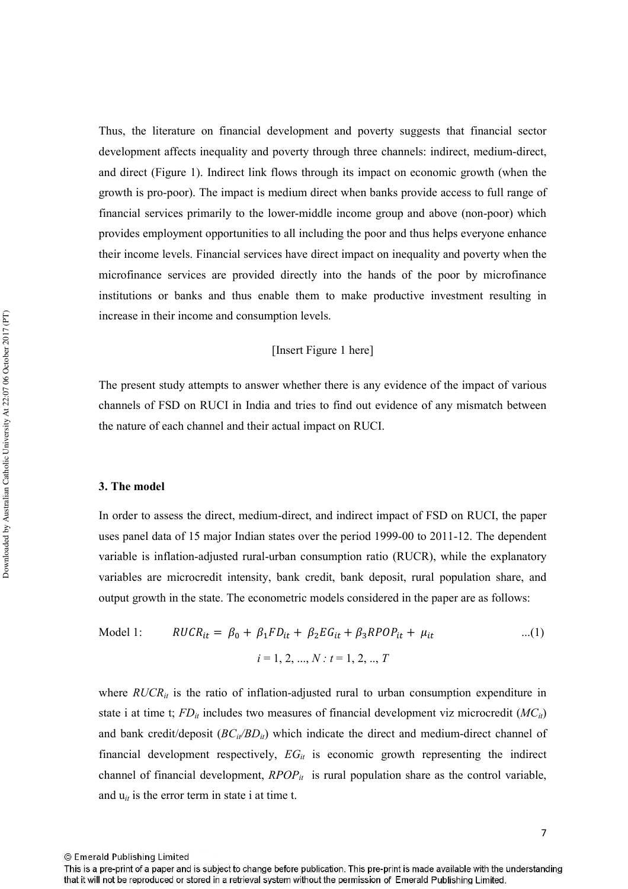Thus, the literature on financial development and poverty suggests that financial sector development affects inequality and poverty through three channels: indirect, medium-direct, and direct (Figure 1). Indirect link flows through its impact on economic growth (when the growth is pro-poor). The impact is medium direct when banks provide access to full range of financial services primarily to the lower-middle income group and above (non-poor) which provides employment opportunities to all including the poor and thus helps everyone enhance their income levels. Financial services have direct impact on inequality and poverty when the microfinance services are provided directly into the hands of the poor by microfinance institutions or banks and thus enable them to make productive investment resulting in increase in their income and consumption levels.

[Insert Figure 1 here]

The present study attempts to answer whether there is any evidence of the impact of various channels of FSD on RUCI in India and tries to find out evidence of any mismatch between the nature of each channel and their actual impact on RUCI.

## 3. The model

In order to assess the direct, medium-direct, and indirect impact of FSD on RUCI, the paper uses panel data of 15 major Indian states over the period 1999-00 to 2011-12. The dependent variable is inflation-adjusted rural-urban consumption ratio (RUCR), while the explanatory variables are microcredit intensity, bank credit, bank deposit, rural population share, and output growth in the state. The econometric models considered in the paper are as follows:

Model 1: $$RUCR_{it} = \beta_0 + \beta_1 FD_{it} + \beta_2 EG_{it} + \beta_3 RPOP_{it} + \mu_{it} \qquad ...(1)$$

$$i = 1, 2, ..., N : t = 1, 2, .., T$$

where $RUCR_{it}$ is the ratio of inflation-adjusted rural to urban consumption expenditure in state i at time t; $FD_{it}$ includes two measures of financial development viz microcredit ($MC_{it}$) and bank credit/deposit ($BC_{it}/BD_{it}$) which indicate the direct and medium-direct channel of financial development respectively, $EG_{it}$ is economic growth representing the indirect channel of financial development, $RPOP_{it}$ is rural population share as the control variable, and $u_{it}$ is the error term in state i at time t.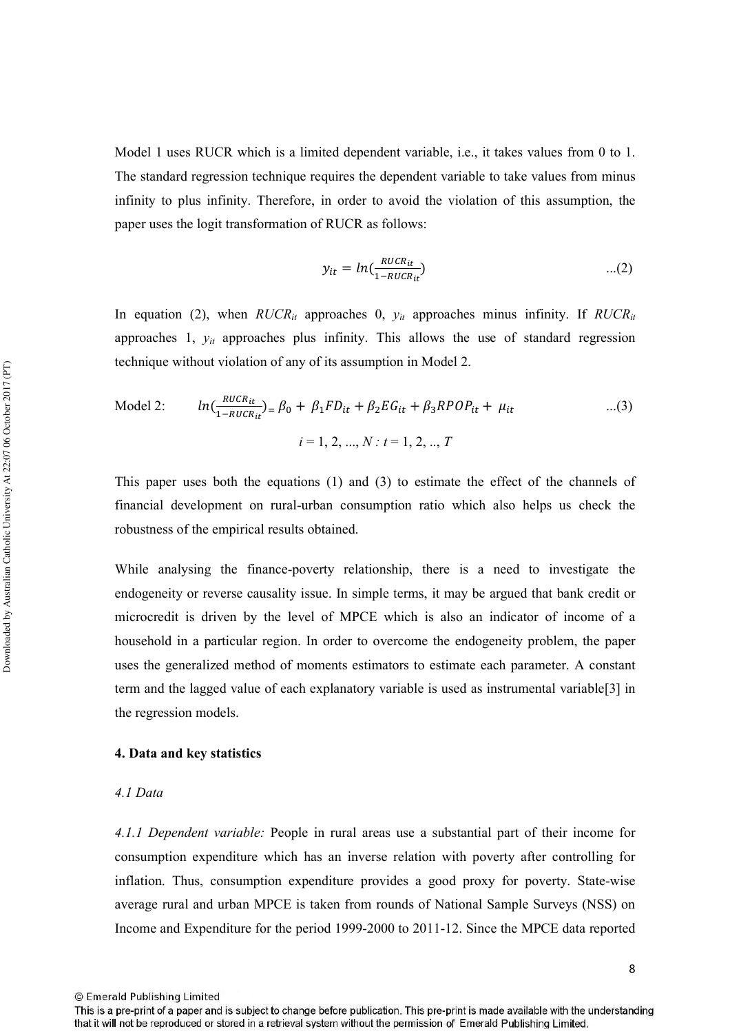Model 1 uses RUCR which is a limited dependent variable, i.e., it takes values from 0 to 1. The standard regression technique requires the dependent variable to take values from minus infinity to plus infinity. Therefore, in order to avoid the violation of this assumption, the paper uses the logit transformation of RUCR as follows:

$$y_{it} = ln(\frac{RUCR_{it}}{1-RUCR_{it}}) \qquad ...(2)$$

In equation (2), when $RUCR_{it}$ approaches 0, $y_{it}$ approaches minus infinity. If $RUCR_{it}$ approaches 1, $y_{it}$ approaches plus infinity. This allows the use of standard regression technique without violation of any of its assumption in Model 2.

Model 2:

$$ln(\frac{RUCR_{it}}{1-RUCR_{it}}) = \beta_0 + \beta_1 FD_{it} + \beta_2 EG_{it} + \beta_3 RPOP_{it} + \mu_{it} \qquad ...(3)$$

$$i = 1, 2, ..., N : t = 1, 2, .., T$$

This paper uses both the equations (1) and (3) to estimate the effect of the channels of financial development on rural-urban consumption ratio which also helps us check the robustness of the empirical results obtained.

While analysing the finance-poverty relationship, there is a need to investigate the endogeneity or reverse causality issue. In simple terms, it may be argued that bank credit or microcredit is driven by the level of MPCE which is also an indicator of income of a household in a particular region. In order to overcome the endogeneity problem, the paper uses the generalized method of moments estimators to estimate each parameter. A constant term and the lagged value of each explanatory variable is used as instrumental variable[3] in the regression models.

## 4. Data and key statistics

### *4.1 Data*

*4.1.1 Dependent variable:* People in rural areas use a substantial part of their income for consumption expenditure which has an inverse relation with poverty after controlling for inflation. Thus, consumption expenditure provides a good proxy for poverty. State-wise average rural and urban MPCE is taken from rounds of National Sample Surveys (NSS) on Income and Expenditure for the period 1999-2000 to 2011-12. Since the MPCE data reported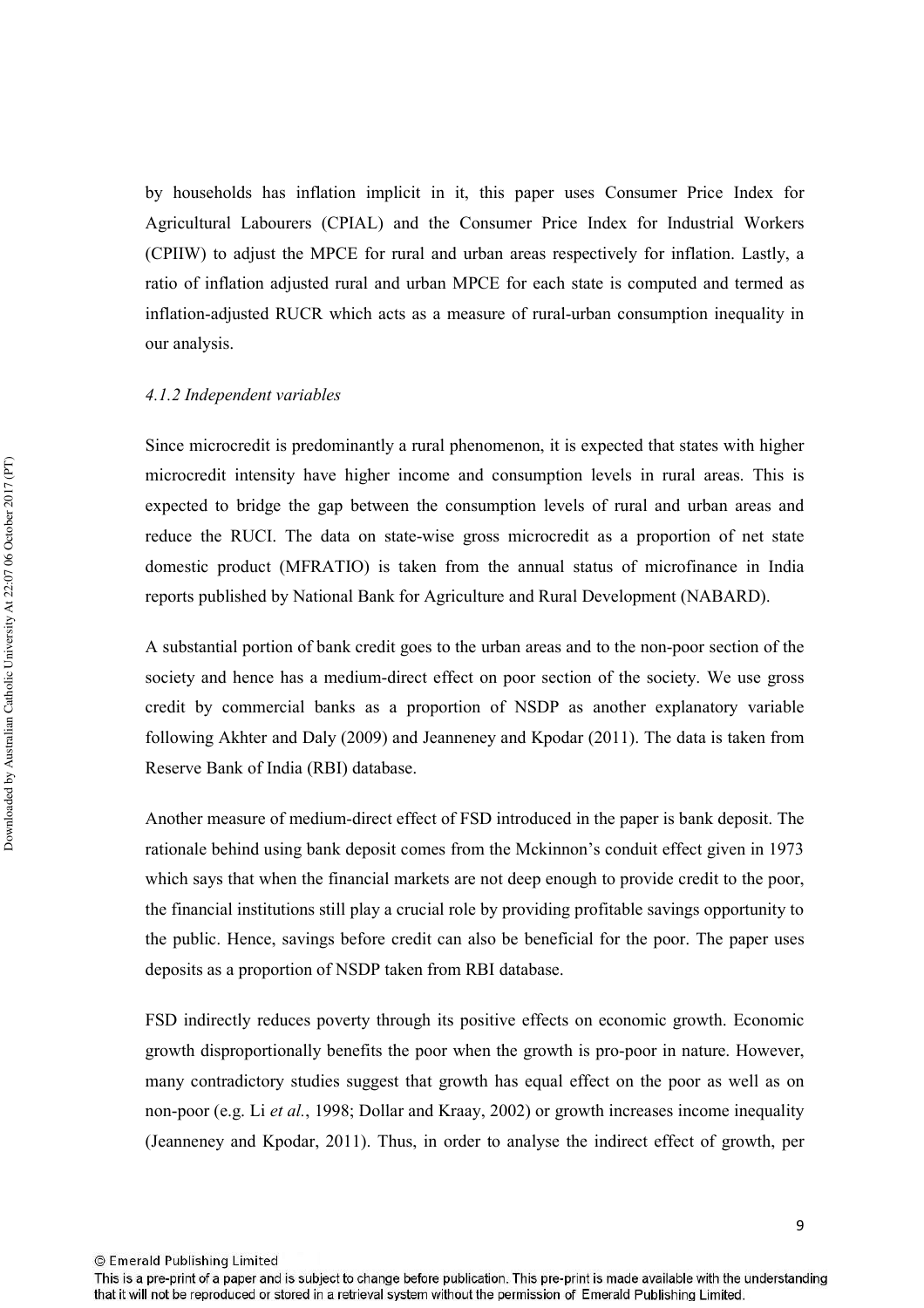by households has inflation implicit in it, this paper uses Consumer Price Index for Agricultural Labourers (CPIAL) and the Consumer Price Index for Industrial Workers (CPIIW) to adjust the MPCE for rural and urban areas respectively for inflation. Lastly, a ratio of inflation adjusted rural and urban MPCE for each state is computed and termed as inflation-adjusted RUCR which acts as a measure of rural-urban consumption inequality in our analysis.

#### *4.1.2 Independent variables*

Since microcredit is predominantly a rural phenomenon, it is expected that states with higher microcredit intensity have higher income and consumption levels in rural areas. This is expected to bridge the gap between the consumption levels of rural and urban areas and reduce the RUCI. The data on state-wise gross microcredit as a proportion of net state domestic product (MFRATIO) is taken from the annual status of microfinance in India reports published by National Bank for Agriculture and Rural Development (NABARD).

A substantial portion of bank credit goes to the urban areas and to the non-poor section of the society and hence has a medium-direct effect on poor section of the society. We use gross credit by commercial banks as a proportion of NSDP as another explanatory variable following Akhter and Daly (2009) and Jeanneney and Kpodar (2011). The data is taken from Reserve Bank of India (RBI) database.

Another measure of medium-direct effect of FSD introduced in the paper is bank deposit. The rationale behind using bank deposit comes from the Mckinnon's conduit effect given in 1973 which says that when the financial markets are not deep enough to provide credit to the poor, the financial institutions still play a crucial role by providing profitable savings opportunity to the public. Hence, savings before credit can also be beneficial for the poor. The paper uses deposits as a proportion of NSDP taken from RBI database.

FSD indirectly reduces poverty through its positive effects on economic growth. Economic growth disproportionally benefits the poor when the growth is pro-poor in nature. However, many contradictory studies suggest that growth has equal effect on the poor as well as on non-poor (e.g. Li *et al.*, 1998; Dollar and Kraay, 2002) or growth increases income inequality (Jeanneney and Kpodar, 2011). Thus, in order to analyse the indirect effect of growth, per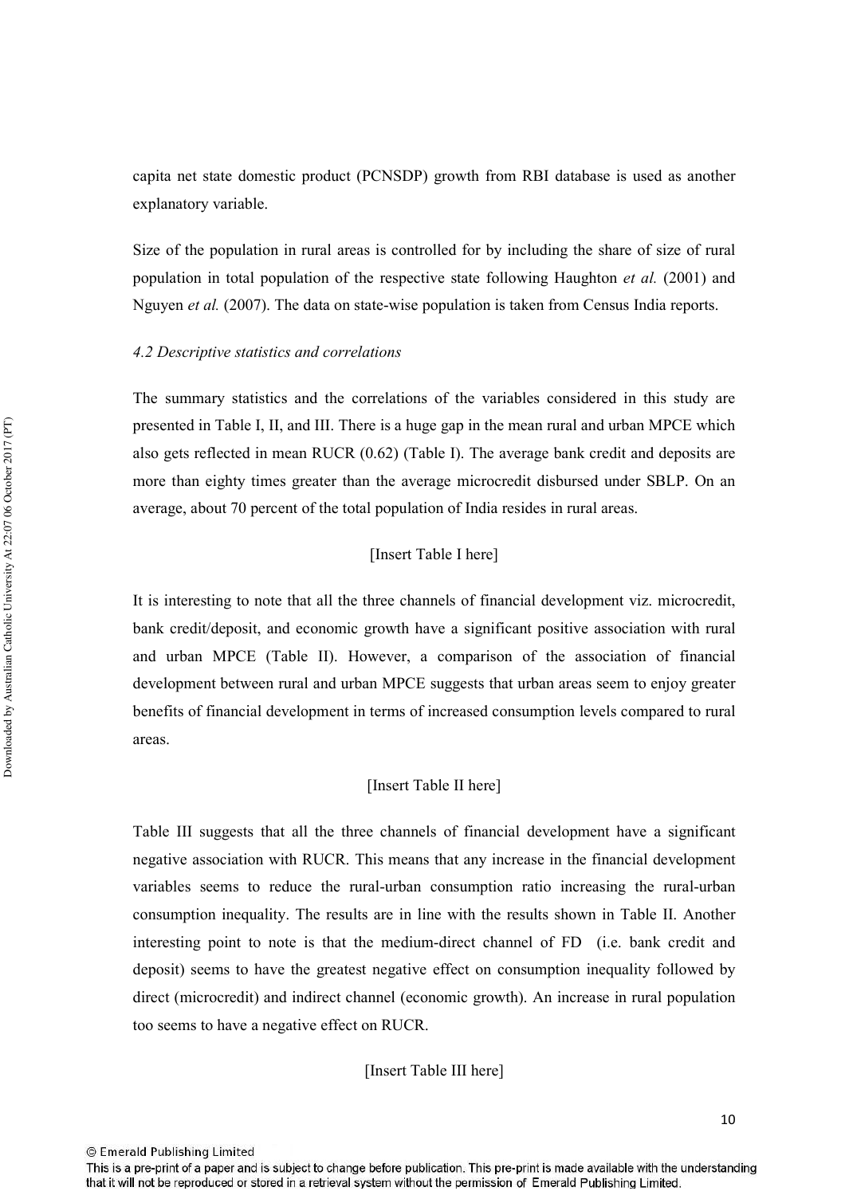capita net state domestic product (PCNSDP) growth from RBI database is used as another explanatory variable.

Size of the population in rural areas is controlled for by including the share of size of rural population in total population of the respective state following Haughton *et al.* (2001) and Nguyen *et al.* (2007). The data on state-wise population is taken from Census India reports.

*4.2 Descriptive statistics and correlations*

The summary statistics and the correlations of the variables considered in this study are presented in Table I, II, and III. There is a huge gap in the mean rural and urban MPCE which also gets reflected in mean RUCR (0.62) (Table I). The average bank credit and deposits are more than eighty times greater than the average microcredit disbursed under SBLP. On an average, about 70 percent of the total population of India resides in rural areas.

[Insert Table I here]

It is interesting to note that all the three channels of financial development viz. microcredit, bank credit/deposit, and economic growth have a significant positive association with rural and urban MPCE (Table II). However, a comparison of the association of financial development between rural and urban MPCE suggests that urban areas seem to enjoy greater benefits of financial development in terms of increased consumption levels compared to rural areas.

[Insert Table II here]

Table III suggests that all the three channels of financial development have a significant negative association with RUCR. This means that any increase in the financial development variables seems to reduce the rural-urban consumption ratio increasing the rural-urban consumption inequality. The results are in line with the results shown in Table II. Another interesting point to note is that the medium-direct channel of FD (i.e. bank credit and deposit) seems to have the greatest negative effect on consumption inequality followed by direct (microcredit) and indirect channel (economic growth). An increase in rural population too seems to have a negative effect on RUCR.

[Insert Table III here]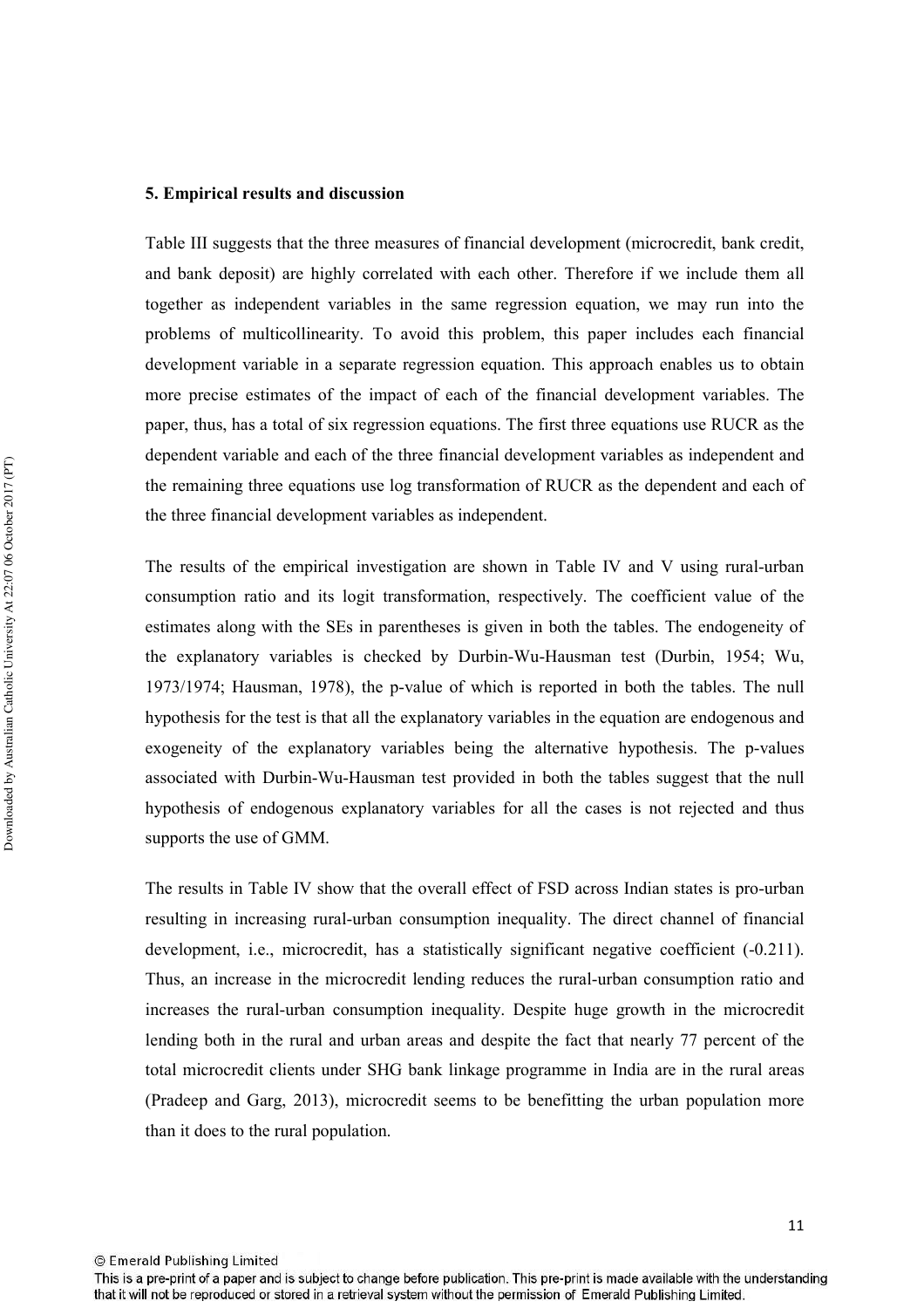### 5. Empirical results and discussion

Table III suggests that the three measures of financial development (microcredit, bank credit, and bank deposit) are highly correlated with each other. Therefore if we include them all together as independent variables in the same regression equation, we may run into the problems of multicollinearity. To avoid this problem, this paper includes each financial development variable in a separate regression equation. This approach enables us to obtain more precise estimates of the impact of each of the financial development variables. The paper, thus, has a total of six regression equations. The first three equations use RUCR as the dependent variable and each of the three financial development variables as independent and the remaining three equations use log transformation of RUCR as the dependent and each of the three financial development variables as independent.

The results of the empirical investigation are shown in Table IV and V using rural-urban consumption ratio and its logit transformation, respectively. The coefficient value of the estimates along with the SEs in parentheses is given in both the tables. The endogeneity of the explanatory variables is checked by Durbin-Wu-Hausman test (Durbin, 1954; Wu, 1973/1974; Hausman, 1978), the p-value of which is reported in both the tables. The null hypothesis for the test is that all the explanatory variables in the equation are endogenous and exogeneity of the explanatory variables being the alternative hypothesis. The p-values associated with Durbin-Wu-Hausman test provided in both the tables suggest that the null hypothesis of endogenous explanatory variables for all the cases is not rejected and thus supports the use of GMM.

The results in Table IV show that the overall effect of FSD across Indian states is pro-urban resulting in increasing rural-urban consumption inequality. The direct channel of financial development, i.e., microcredit, has a statistically significant negative coefficient (-0.211). Thus, an increase in the microcredit lending reduces the rural-urban consumption ratio and increases the rural-urban consumption inequality. Despite huge growth in the microcredit lending both in the rural and urban areas and despite the fact that nearly 77 percent of the total microcredit clients under SHG bank linkage programme in India are in the rural areas (Pradeep and Garg, 2013), microcredit seems to be benefitting the urban population more than it does to the rural population.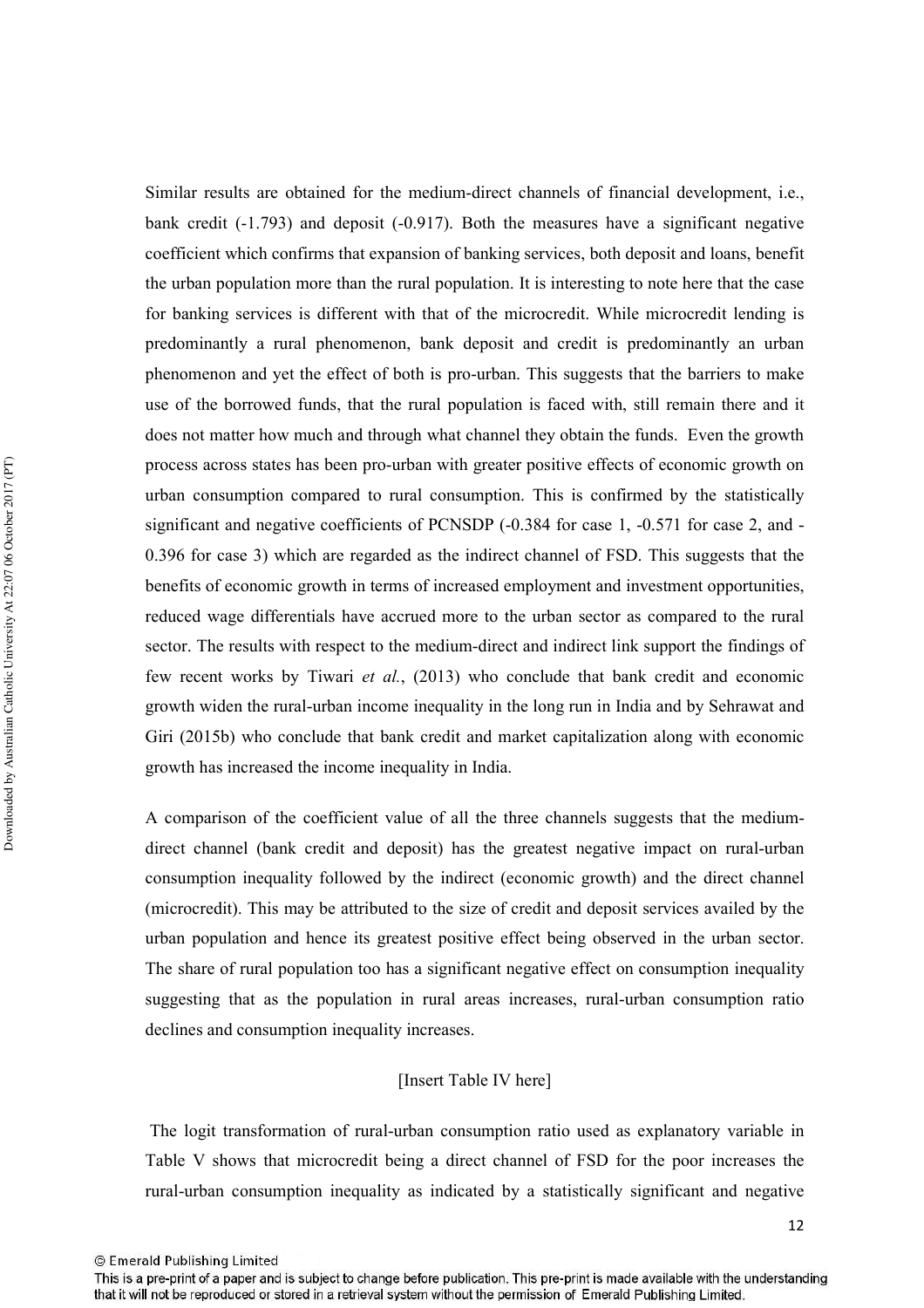Similar results are obtained for the medium-direct channels of financial development, i.e., bank credit (-1.793) and deposit (-0.917). Both the measures have a significant negative coefficient which confirms that expansion of banking services, both deposit and loans, benefit the urban population more than the rural population. It is interesting to note here that the case for banking services is different with that of the microcredit. While microcredit lending is predominantly a rural phenomenon, bank deposit and credit is predominantly an urban phenomenon and yet the effect of both is pro-urban. This suggests that the barriers to make use of the borrowed funds, that the rural population is faced with, still remain there and it does not matter how much and through what channel they obtain the funds. Even the growth process across states has been pro-urban with greater positive effects of economic growth on urban consumption compared to rural consumption. This is confirmed by the statistically significant and negative coefficients of PCNSDP (-0.384 for case 1, -0.571 for case 2, and -0.396 for case 3) which are regarded as the indirect channel of FSD. This suggests that the benefits of economic growth in terms of increased employment and investment opportunities, reduced wage differentials have accrued more to the urban sector as compared to the rural sector. The results with respect to the medium-direct and indirect link support the findings of few recent works by Tiwari *et al.*, (2013) who conclude that bank credit and economic growth widen the rural-urban income inequality in the long run in India and by Sehrawat and Giri (2015b) who conclude that bank credit and market capitalization along with economic growth has increased the income inequality in India.

A comparison of the coefficient value of all the three channels suggests that the medium-direct channel (bank credit and deposit) has the greatest negative impact on rural-urban consumption inequality followed by the indirect (economic growth) and the direct channel (microcredit). This may be attributed to the size of credit and deposit services availed by the urban population and hence its greatest positive effect being observed in the urban sector. The share of rural population too has a significant negative effect on consumption inequality suggesting that as the population in rural areas increases, rural-urban consumption ratio declines and consumption inequality increases.

[Insert Table IV here]

The logit transformation of rural-urban consumption ratio used as explanatory variable in Table V shows that microcredit being a direct channel of FSD for the poor increases the rural-urban consumption inequality as indicated by a statistically significant and negative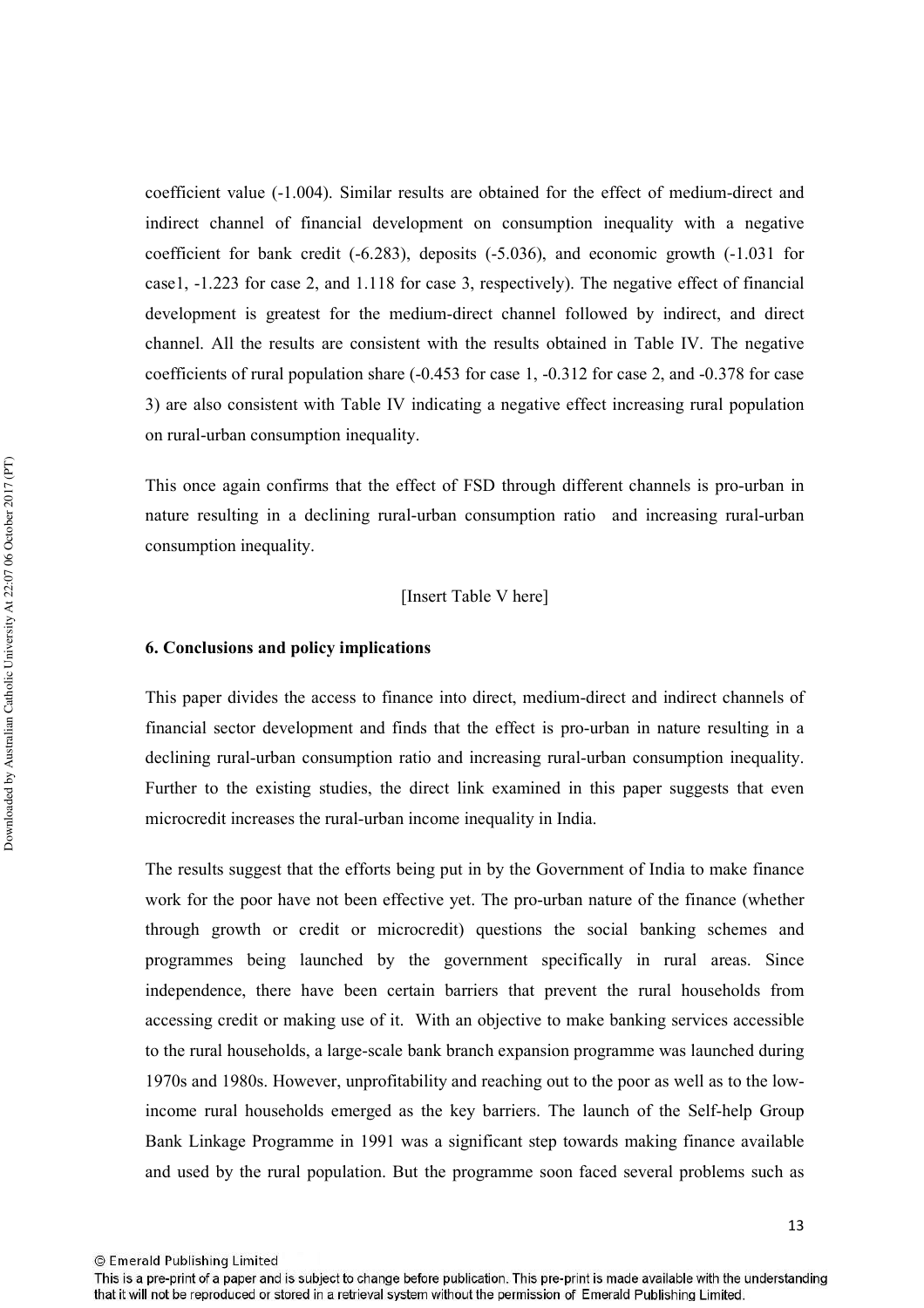coefficient value (-1.004). Similar results are obtained for the effect of medium-direct and indirect channel of financial development on consumption inequality with a negative coefficient for bank credit (-6.283), deposits (-5.036), and economic growth (-1.031 for case1, -1.223 for case 2, and 1.118 for case 3, respectively). The negative effect of financial development is greatest for the medium-direct channel followed by indirect, and direct channel. All the results are consistent with the results obtained in Table IV. The negative coefficients of rural population share (-0.453 for case 1, -0.312 for case 2, and -0.378 for case 3) are also consistent with Table IV indicating a negative effect increasing rural population on rural-urban consumption inequality.

This once again confirms that the effect of FSD through different channels is pro-urban in nature resulting in a declining rural-urban consumption ratio and increasing rural-urban consumption inequality.

[Insert Table V here]

## 6. Conclusions and policy implications

This paper divides the access to finance into direct, medium-direct and indirect channels of financial sector development and finds that the effect is pro-urban in nature resulting in a declining rural-urban consumption ratio and increasing rural-urban consumption inequality. Further to the existing studies, the direct link examined in this paper suggests that even microcredit increases the rural-urban income inequality in India.

The results suggest that the efforts being put in by the Government of India to make finance work for the poor have not been effective yet. The pro-urban nature of the finance (whether through growth or credit or microcredit) questions the social banking schemes and programmes being launched by the government specifically in rural areas. Since independence, there have been certain barriers that prevent the rural households from accessing credit or making use of it. With an objective to make banking services accessible to the rural households, a large-scale bank branch expansion programme was launched during 1970s and 1980s. However, unprofitability and reaching out to the poor as well as to the low-income rural households emerged as the key barriers. The launch of the Self-help Group Bank Linkage Programme in 1991 was a significant step towards making finance available and used by the rural population. But the programme soon faced several problems such as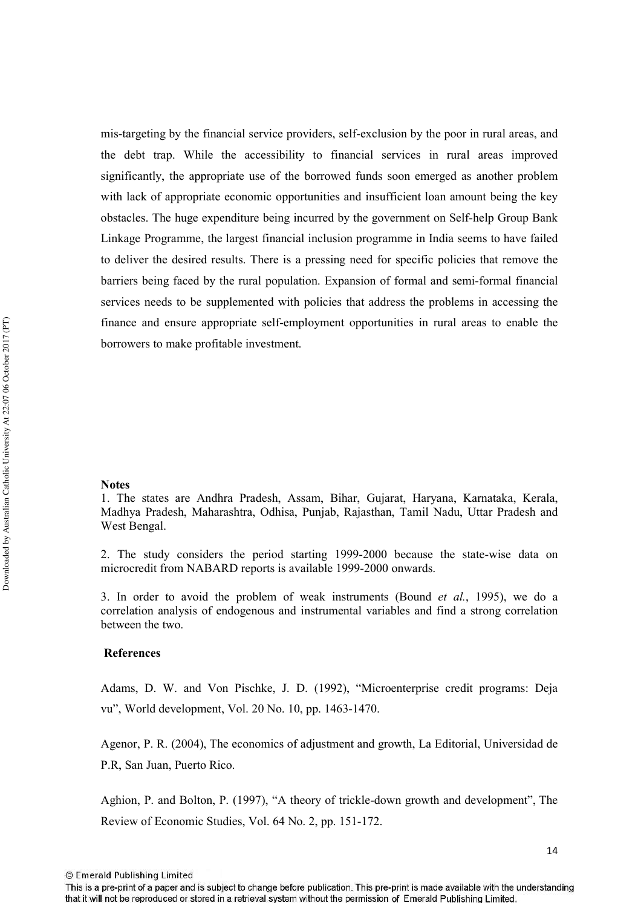mis-targeting by the financial service providers, self-exclusion by the poor in rural areas, and the debt trap. While the accessibility to financial services in rural areas improved significantly, the appropriate use of the borrowed funds soon emerged as another problem with lack of appropriate economic opportunities and insufficient loan amount being the key obstacles. The huge expenditure being incurred by the government on Self-help Group Bank Linkage Programme, the largest financial inclusion programme in India seems to have failed to deliver the desired results. There is a pressing need for specific policies that remove the barriers being faced by the rural population. Expansion of formal and semi-formal financial services needs to be supplemented with policies that address the problems in accessing the finance and ensure appropriate self-employment opportunities in rural areas to enable the borrowers to make profitable investment.

**Notes**

1. The states are Andhra Pradesh, Assam, Bihar, Gujarat, Haryana, Karnataka, Kerala, Madhya Pradesh, Maharashtra, Odhisa, Punjab, Rajasthan, Tamil Nadu, Uttar Pradesh and West Bengal.

2. The study considers the period starting 1999-2000 because the state-wise data on microcredit from NABARD reports is available 1999-2000 onwards.

3. In order to avoid the problem of weak instruments (Bound *et al.*, 1995), we do a correlation analysis of endogenous and instrumental variables and find a strong correlation between the two.

**References**

Adams, D. W. and Von Pischke, J. D. (1992), "Microenterprise credit programs: Deja vu", World development, Vol. 20 No. 10, pp. 1463-1470.

Agenor, P. R. (2004), The economics of adjustment and growth, La Editorial, Universidad de P.R, San Juan, Puerto Rico.

Aghion, P. and Bolton, P. (1997), "A theory of trickle-down growth and development", The Review of Economic Studies, Vol. 64 No. 2, pp. 151-172.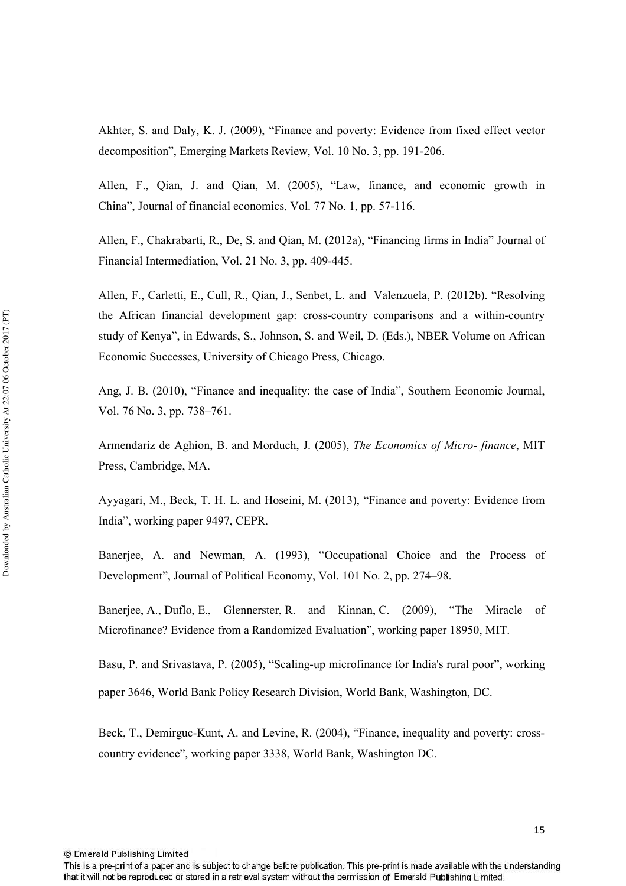Akhter, S. and Daly, K. J. (2009), "Finance and poverty: Evidence from fixed effect vector decomposition", Emerging Markets Review, Vol. 10 No. 3, pp. 191-206.

Allen, F., Qian, J. and Qian, M. (2005), "Law, finance, and economic growth in China", Journal of financial economics, Vol. 77 No. 1, pp. 57-116.

Allen, F., Chakrabarti, R., De, S. and Qian, M. (2012a), "Financing firms in India" Journal of Financial Intermediation, Vol. 21 No. 3, pp. 409-445.

Allen, F., Carletti, E., Cull, R., Qian, J., Senbet, L. and Valenzuela, P. (2012b). "Resolving the African financial development gap: cross-country comparisons and a within-country study of Kenya", in Edwards, S., Johnson, S. and Weil, D. (Eds.), NBER Volume on African Economic Successes, University of Chicago Press, Chicago.

Ang, J. B. (2010), "Finance and inequality: the case of India", Southern Economic Journal, Vol. 76 No. 3, pp. 738–761.

Armendariz de Aghion, B. and Morduch, J. (2005), *The Economics of Micro- finance*, MIT Press, Cambridge, MA.

Ayyagari, M., Beck, T. H. L. and Hoseini, M. (2013), "Finance and poverty: Evidence from India", working paper 9497, CEPR.

Banerjee, A. and Newman, A. (1993), "Occupational Choice and the Process of Development", Journal of Political Economy, Vol. 101 No. 2, pp. 274–98.

Banerjee, A., Duflo, E., Glennerster, R. and Kinnan, C. (2009), "The Miracle of Microfinance? Evidence from a Randomized Evaluation", working paper 18950, MIT.

Basu, P. and Srivastava, P. (2005), "Scaling-up microfinance for India's rural poor", working paper 3646, World Bank Policy Research Division, World Bank, Washington, DC.

Beck, T., Demirguc-Kunt, A. and Levine, R. (2004), "Finance, inequality and poverty: cross-country evidence", working paper 3338, World Bank, Washington DC.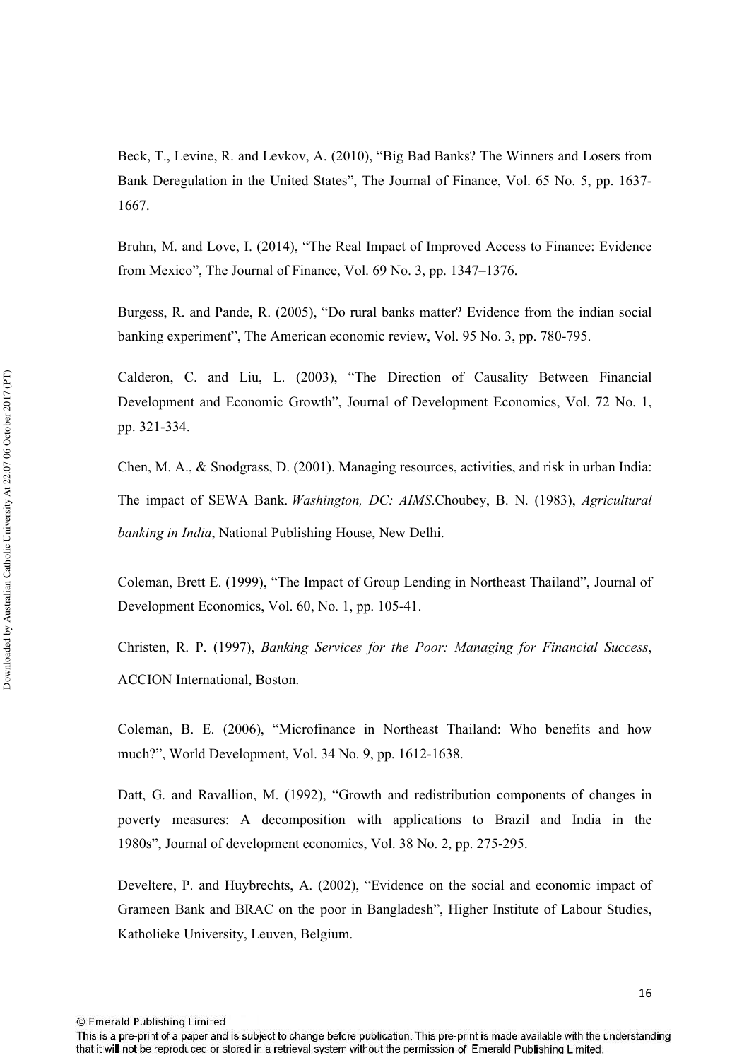Beck, T., Levine, R. and Levkov, A. (2010), "Big Bad Banks? The Winners and Losers from Bank Deregulation in the United States", The Journal of Finance, Vol. 65 No. 5, pp. 1637-1667.

Bruhn, M. and Love, I. (2014), "The Real Impact of Improved Access to Finance: Evidence from Mexico", The Journal of Finance, Vol. 69 No. 3, pp. 1347–1376.

Burgess, R. and Pande, R. (2005), "Do rural banks matter? Evidence from the indian social banking experiment", The American economic review, Vol. 95 No. 3, pp. 780-795.

Calderon, C. and Liu, L. (2003), "The Direction of Causality Between Financial Development and Economic Growth", Journal of Development Economics, Vol. 72 No. 1, pp. 321-334.

Chen, M. A., & Snodgrass, D. (2001). Managing resources, activities, and risk in urban India: The impact of SEWA Bank. *Washington, DC: AIMS*.Choubey, B. N. (1983), *Agricultural banking in India*, National Publishing House, New Delhi.

Coleman, Brett E. (1999), "The Impact of Group Lending in Northeast Thailand", Journal of Development Economics, Vol. 60, No. 1, pp. 105-41.

Christen, R. P. (1997), *Banking Services for the Poor: Managing for Financial Success*, ACCION International, Boston.

Coleman, B. E. (2006), "Microfinance in Northeast Thailand: Who benefits and how much?", World Development, Vol. 34 No. 9, pp. 1612-1638.

Datt, G. and Ravallion, M. (1992), "Growth and redistribution components of changes in poverty measures: A decomposition with applications to Brazil and India in the 1980s", Journal of development economics, Vol. 38 No. 2, pp. 275-295.

Develtere, P. and Huybrechts, A. (2002), "Evidence on the social and economic impact of Grameen Bank and BRAC on the poor in Bangladesh", Higher Institute of Labour Studies, Katholieke University, Leuven, Belgium.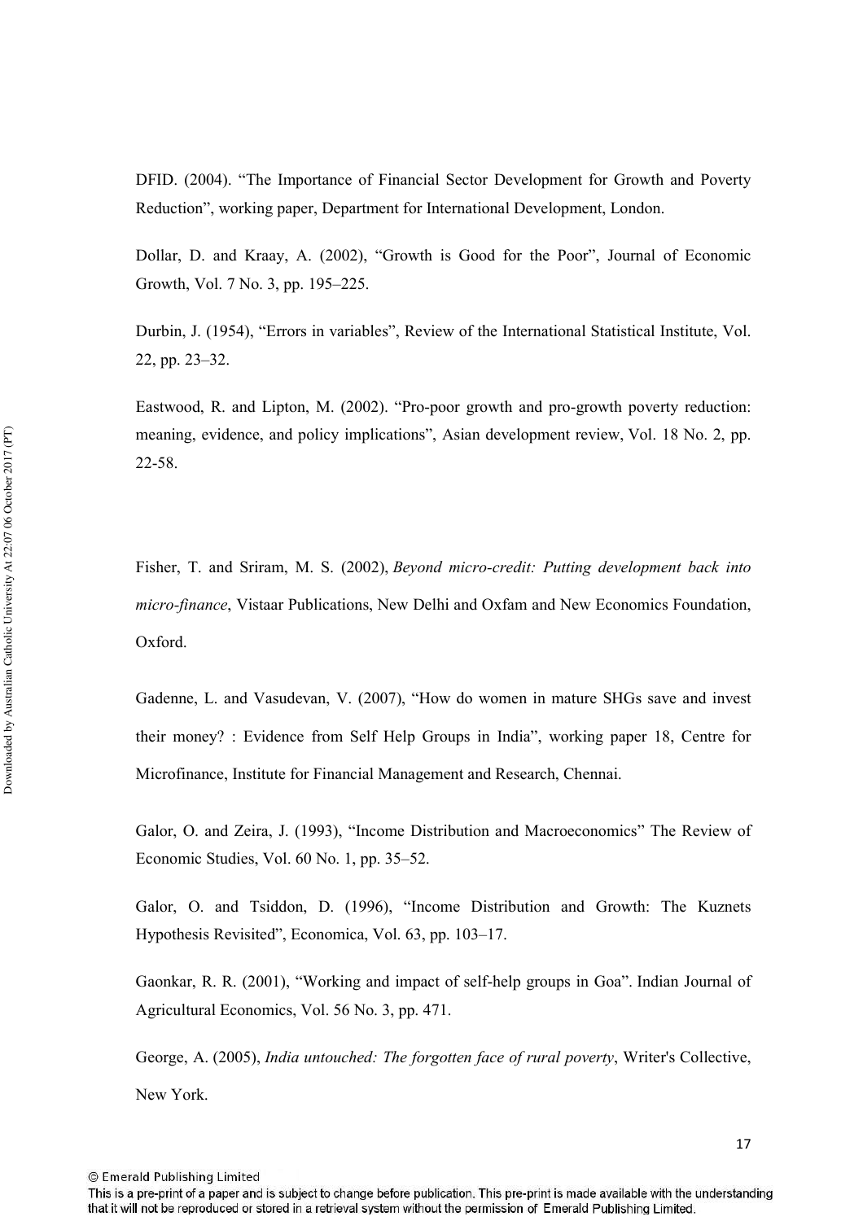DFID. (2004). "The Importance of Financial Sector Development for Growth and Poverty Reduction", working paper, Department for International Development, London.

Dollar, D. and Kraay, A. (2002), "Growth is Good for the Poor", Journal of Economic Growth, Vol. 7 No. 3, pp. 195–225.

Durbin, J. (1954), "Errors in variables", Review of the International Statistical Institute, Vol. 22, pp. 23–32.

Eastwood, R. and Lipton, M. (2002). "Pro-poor growth and pro-growth poverty reduction: meaning, evidence, and policy implications", Asian development review, Vol. 18 No. 2, pp. 22-58.

Fisher, T. and Sriram, M. S. (2002), *Beyond micro-credit: Putting development back into micro-finance*, Vistaar Publications, New Delhi and Oxfam and New Economics Foundation, Oxford.

Gadenne, L. and Vasudevan, V. (2007), "How do women in mature SHGs save and invest their money? : Evidence from Self Help Groups in India", working paper 18, Centre for Microfinance, Institute for Financial Management and Research, Chennai.

Galor, O. and Zeira, J. (1993), "Income Distribution and Macroeconomics" The Review of Economic Studies, Vol. 60 No. 1, pp. 35–52.

Galor, O. and Tsiddon, D. (1996), "Income Distribution and Growth: The Kuznets Hypothesis Revisited", Economica, Vol. 63, pp. 103–17.

Gaonkar, R. R. (2001), "Working and impact of self-help groups in Goa". Indian Journal of Agricultural Economics, Vol. 56 No. 3, pp. 471.

George, A. (2005), *India untouched: The forgotten face of rural poverty*, Writer's Collective, New York.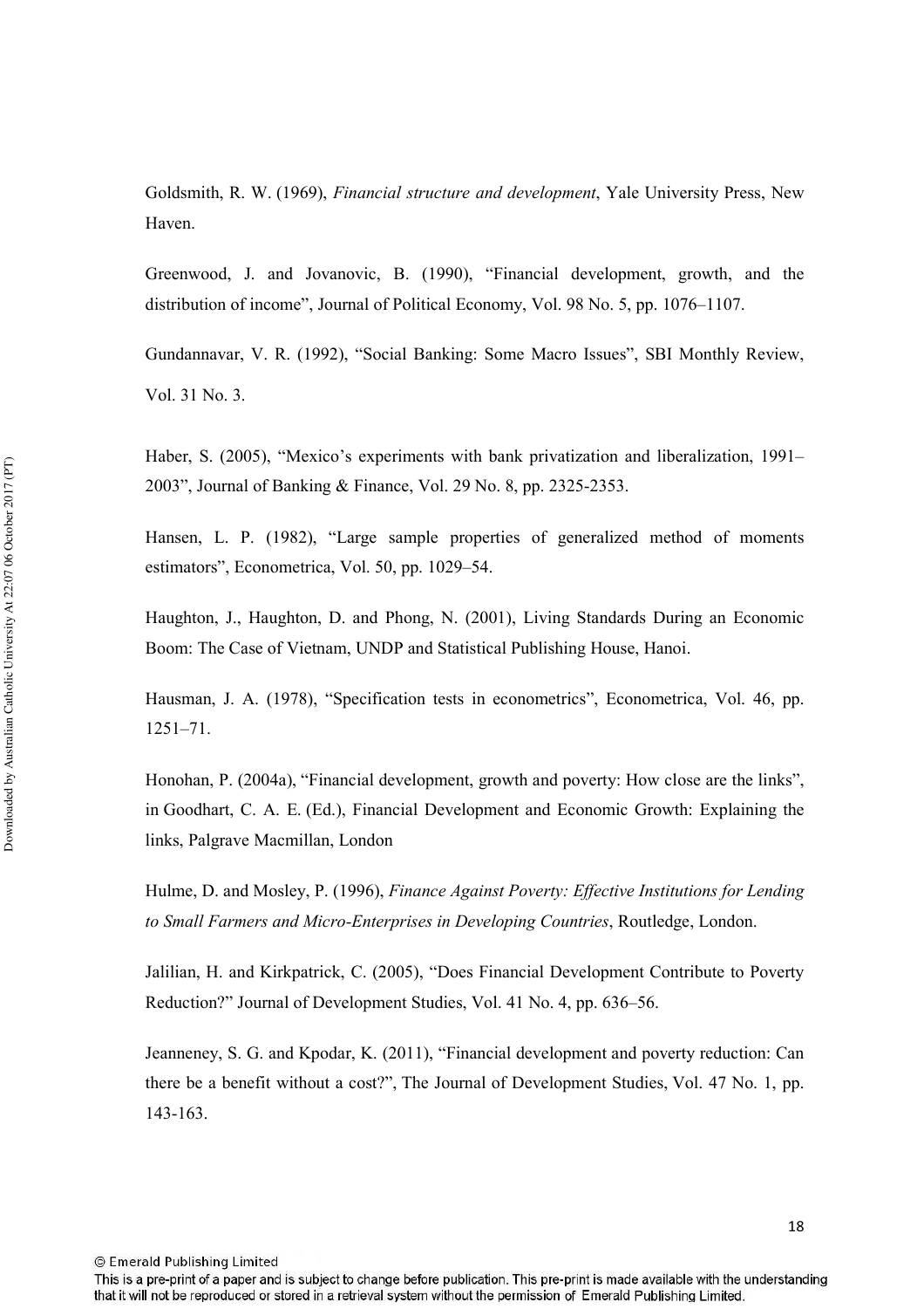Goldsmith, R. W. (1969), *Financial structure and development*, Yale University Press, New Haven.

Greenwood, J. and Jovanovic, B. (1990), "Financial development, growth, and the distribution of income", Journal of Political Economy, Vol. 98 No. 5, pp. 1076–1107.

Gundannavar, V. R. (1992), "Social Banking: Some Macro Issues", SBI Monthly Review, Vol. 31 No. 3.

Haber, S. (2005), "Mexico's experiments with bank privatization and liberalization, 1991–2003", Journal of Banking & Finance, Vol. 29 No. 8, pp. 2325-2353.

Hansen, L. P. (1982), "Large sample properties of generalized method of moments estimators", Econometrica, Vol. 50, pp. 1029–54.

Haughton, J., Haughton, D. and Phong, N. (2001), Living Standards During an Economic Boom: The Case of Vietnam, UNDP and Statistical Publishing House, Hanoi.

Hausman, J. A. (1978), "Specification tests in econometrics", Econometrica, Vol. 46, pp. 1251–71.

Honohan, P. (2004a), "Financial development, growth and poverty: How close are the links", in Goodhart, C. A. E. (Ed.), Financial Development and Economic Growth: Explaining the links, Palgrave Macmillan, London

Hulme, D. and Mosley, P. (1996), *Finance Against Poverty: Effective Institutions for Lending to Small Farmers and Micro-Enterprises in Developing Countries*, Routledge, London.

Jalilian, H. and Kirkpatrick, C. (2005), "Does Financial Development Contribute to Poverty Reduction?" Journal of Development Studies, Vol. 41 No. 4, pp. 636–56.

Jeanneney, S. G. and Kpodar, K. (2011), "Financial development and poverty reduction: Can there be a benefit without a cost?", The Journal of Development Studies, Vol. 47 No. 1, pp. 143-163.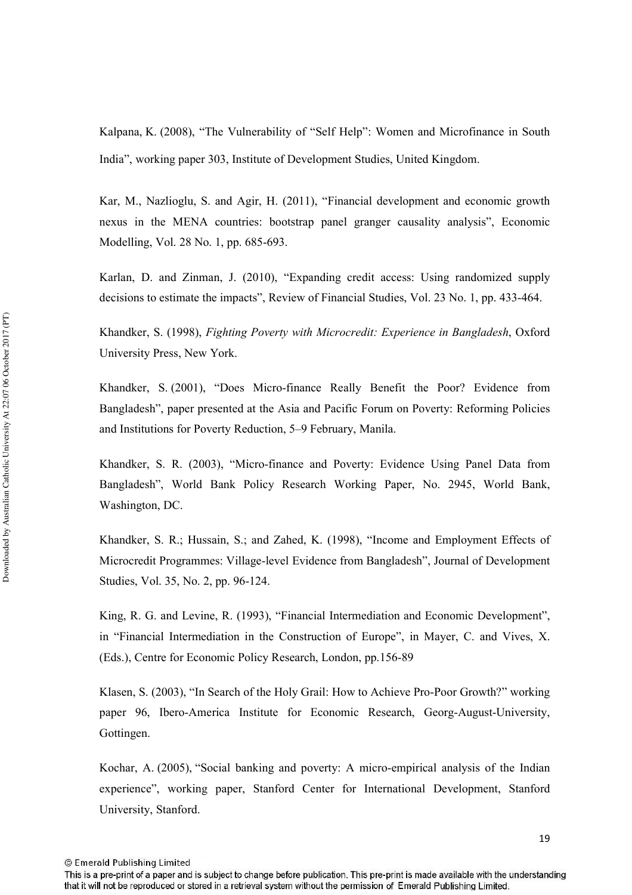Kalpana, K. (2008), "The Vulnerability of "Self Help": Women and Microfinance in South India", working paper 303, Institute of Development Studies, United Kingdom.

Kar, M., Nazlioglu, S. and Agir, H. (2011), "Financial development and economic growth nexus in the MENA countries: bootstrap panel granger causality analysis", Economic Modelling, Vol. 28 No. 1, pp. 685-693.

Karlan, D. and Zinman, J. (2010), "Expanding credit access: Using randomized supply decisions to estimate the impacts", Review of Financial Studies, Vol. 23 No. 1, pp. 433-464.

Khandker, S. (1998), *Fighting Poverty with Microcredit: Experience in Bangladesh*, Oxford University Press, New York.

Khandker, S. (2001), "Does Micro-finance Really Benefit the Poor? Evidence from Bangladesh", paper presented at the Asia and Pacific Forum on Poverty: Reforming Policies and Institutions for Poverty Reduction, 5–9 February, Manila.

Khandker, S. R. (2003), "Micro-finance and Poverty: Evidence Using Panel Data from Bangladesh", World Bank Policy Research Working Paper, No. 2945, World Bank, Washington, DC.

Khandker, S. R.; Hussain, S.; and Zahed, K. (1998), "Income and Employment Effects of Microcredit Programmes: Village-level Evidence from Bangladesh", Journal of Development Studies, Vol. 35, No. 2, pp. 96-124.

King, R. G. and Levine, R. (1993), "Financial Intermediation and Economic Development", in "Financial Intermediation in the Construction of Europe", in Mayer, C. and Vives, X. (Eds.), Centre for Economic Policy Research, London, pp.156-89

Klasen, S. (2003), "In Search of the Holy Grail: How to Achieve Pro-Poor Growth?" working paper 96, Ibero-America Institute for Economic Research, Georg-August-University, Gottingen.

Kochar, A. (2005), "Social banking and poverty: A micro-empirical analysis of the Indian experience", working paper, Stanford Center for International Development, Stanford University, Stanford.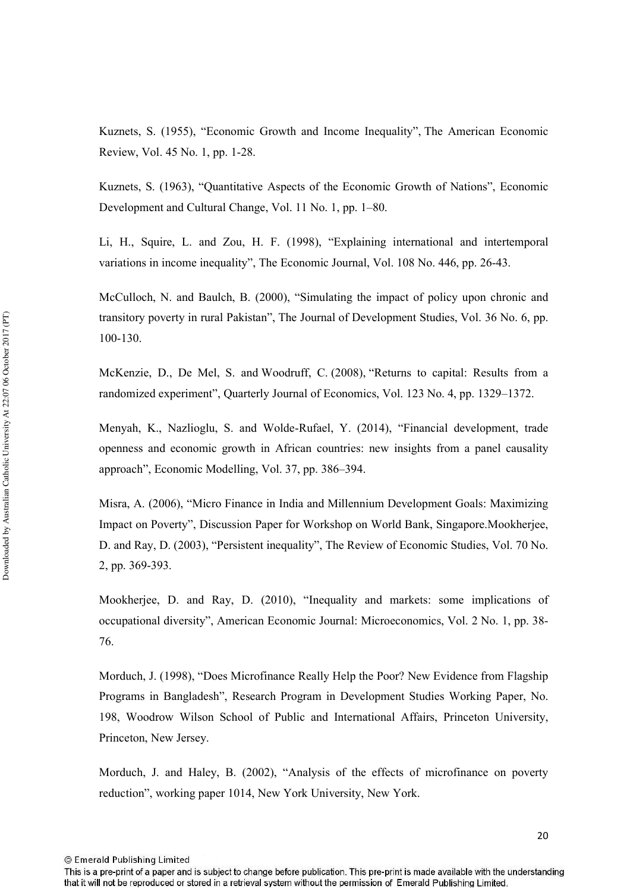Kuznets, S. (1955), "Economic Growth and Income Inequality", The American Economic Review, Vol. 45 No. 1, pp. 1-28.

Kuznets, S. (1963), "Quantitative Aspects of the Economic Growth of Nations", Economic Development and Cultural Change, Vol. 11 No. 1, pp. 1–80.

Li, H., Squire, L. and Zou, H. F. (1998), "Explaining international and intertemporal variations in income inequality", The Economic Journal, Vol. 108 No. 446, pp. 26-43.

McCulloch, N. and Baulch, B. (2000), "Simulating the impact of policy upon chronic and transitory poverty in rural Pakistan", The Journal of Development Studies, Vol. 36 No. 6, pp. 100-130.

McKenzie, D., De Mel, S. and Woodruff, C. (2008), "Returns to capital: Results from a randomized experiment", Quarterly Journal of Economics, Vol. 123 No. 4, pp. 1329–1372.

Menyah, K., Nazlioglu, S. and Wolde-Rufael, Y. (2014), "Financial development, trade openness and economic growth in African countries: new insights from a panel causality approach", Economic Modelling, Vol. 37, pp. 386–394.

Misra, A. (2006), "Micro Finance in India and Millennium Development Goals: Maximizing Impact on Poverty", Discussion Paper for Workshop on World Bank, Singapore.Mookherjee, D. and Ray, D. (2003), "Persistent inequality", The Review of Economic Studies, Vol. 70 No. 2, pp. 369-393.

Mookherjee, D. and Ray, D. (2010), "Inequality and markets: some implications of occupational diversity", American Economic Journal: Microeconomics, Vol. 2 No. 1, pp. 38-76.

Morduch, J. (1998), "Does Microfinance Really Help the Poor? New Evidence from Flagship Programs in Bangladesh", Research Program in Development Studies Working Paper, No. 198, Woodrow Wilson School of Public and International Affairs, Princeton University, Princeton, New Jersey.

Morduch, J. and Haley, B. (2002), "Analysis of the effects of microfinance on poverty reduction", working paper 1014, New York University, New York.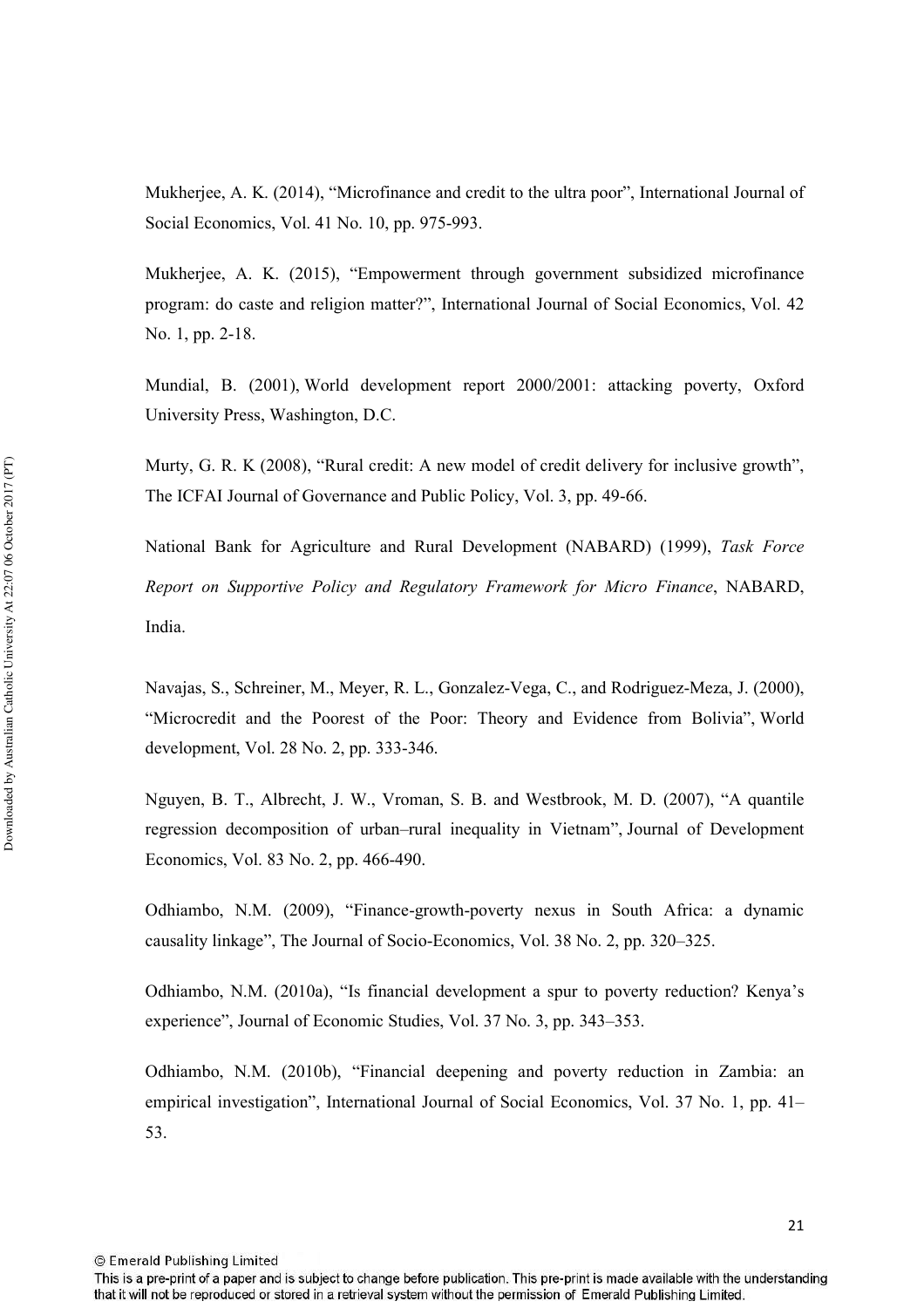Mukherjee, A. K. (2014), "Microfinance and credit to the ultra poor", International Journal of Social Economics, Vol. 41 No. 10, pp. 975-993.

Mukherjee, A. K. (2015), "Empowerment through government subsidized microfinance program: do caste and religion matter?", International Journal of Social Economics, Vol. 42 No. 1, pp. 2-18.

Mundial, B. (2001), World development report 2000/2001: attacking poverty, Oxford University Press, Washington, D.C.

Murty, G. R. K (2008), "Rural credit: A new model of credit delivery for inclusive growth", The ICFAI Journal of Governance and Public Policy, Vol. 3, pp. 49-66.

National Bank for Agriculture and Rural Development (NABARD) (1999), *Task Force Report on Supportive Policy and Regulatory Framework for Micro Finance*, NABARD, India.

Navajas, S., Schreiner, M., Meyer, R. L., Gonzalez-Vega, C., and Rodriguez-Meza, J. (2000), "Microcredit and the Poorest of the Poor: Theory and Evidence from Bolivia", World development, Vol. 28 No. 2, pp. 333-346.

Nguyen, B. T., Albrecht, J. W., Vroman, S. B. and Westbrook, M. D. (2007), "A quantile regression decomposition of urban–rural inequality in Vietnam", Journal of Development Economics, Vol. 83 No. 2, pp. 466-490.

Odhiambo, N.M. (2009), "Finance-growth-poverty nexus in South Africa: a dynamic causality linkage", The Journal of Socio-Economics, Vol. 38 No. 2, pp. 320–325.

Odhiambo, N.M. (2010a), "Is financial development a spur to poverty reduction? Kenya's experience", Journal of Economic Studies, Vol. 37 No. 3, pp. 343–353.

Odhiambo, N.M. (2010b), "Financial deepening and poverty reduction in Zambia: an empirical investigation", International Journal of Social Economics, Vol. 37 No. 1, pp. 41–53.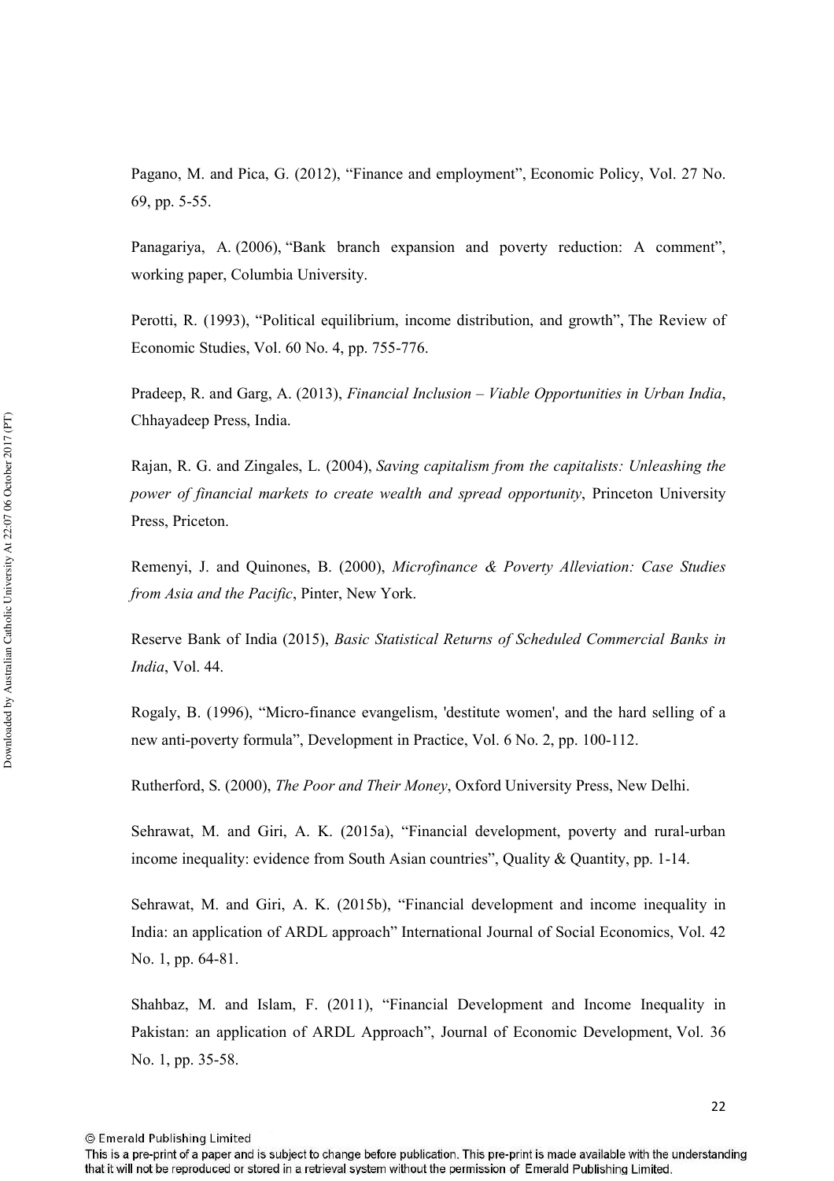Pagano, M. and Pica, G. (2012), “Finance and employment”, Economic Policy, Vol. 27 No. 69, pp. 5-55.

Panagariya, A. (2006), “Bank branch expansion and poverty reduction: A comment”, working paper, Columbia University.

Perotti, R. (1993), “Political equilibrium, income distribution, and growth”, The Review of Economic Studies, Vol. 60 No. 4, pp. 755-776.

Pradeep, R. and Garg, A. (2013), *Financial Inclusion – Viable Opportunities in Urban India*, Chhayadeep Press, India.

Rajan, R. G. and Zingales, L. (2004), *Saving capitalism from the capitalists: Unleashing the power of financial markets to create wealth and spread opportunity*, Princeton University Press, Priceton.

Remenyi, J. and Quinones, B. (2000), *Microfinance & Poverty Alleviation: Case Studies from Asia and the Pacific*, Pinter, New York.

Reserve Bank of India (2015), *Basic Statistical Returns of Scheduled Commercial Banks in India*, Vol. 44.

Rogaly, B. (1996), “Micro-finance evangelism, 'destitute women', and the hard selling of a new anti-poverty formula”, Development in Practice, Vol. 6 No. 2, pp. 100-112.

Rutherford, S. (2000), *The Poor and Their Money*, Oxford University Press, New Delhi.

Sehrawat, M. and Giri, A. K. (2015a), “Financial development, poverty and rural-urban income inequality: evidence from South Asian countries”, Quality & Quantity, pp. 1-14.

Sehrawat, M. and Giri, A. K. (2015b), “Financial development and income inequality in India: an application of ARDL approach” International Journal of Social Economics, Vol. 42 No. 1, pp. 64-81.

Shahbaz, M. and Islam, F. (2011), “Financial Development and Income Inequality in Pakistan: an application of ARDL Approach”, Journal of Economic Development, Vol. 36 No. 1, pp. 35-58.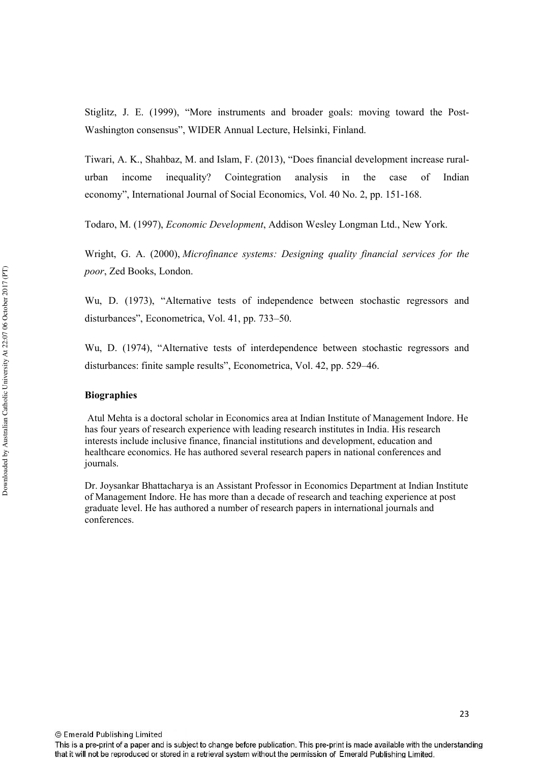Stiglitz, J. E. (1999), “More instruments and broader goals: moving toward the Post-Washington consensus”, WIDER Annual Lecture, Helsinki, Finland.

Tiwari, A. K., Shahbaz, M. and Islam, F. (2013), “Does financial development increase rural-urban income inequality? Cointegration analysis in the case of Indian economy”, International Journal of Social Economics, Vol. 40 No. 2, pp. 151-168.

Todaro, M. (1997), *Economic Development*, Addison Wesley Longman Ltd., New York.

Wright, G. A. (2000), *Microfinance systems: Designing quality financial services for the poor*, Zed Books, London.

Wu, D. (1973), “Alternative tests of independence between stochastic regressors and disturbances”, Econometrica, Vol. 41, pp. 733–50.

Wu, D. (1974), “Alternative tests of interdependence between stochastic regressors and disturbances: finite sample results”, Econometrica, Vol. 42, pp. 529–46.

**Biographies**

Atul Mehta is a doctoral scholar in Economics area at Indian Institute of Management Indore. He has four years of research experience with leading research institutes in India. His research interests include inclusive finance, financial institutions and development, education and healthcare economics. He has authored several research papers in national conferences and journals.

Dr. Joysankar Bhattacharya is an Assistant Professor in Economics Department at Indian Institute of Management Indore. He has more than a decade of research and teaching experience at post graduate level. He has authored a number of research papers in international journals and conferences.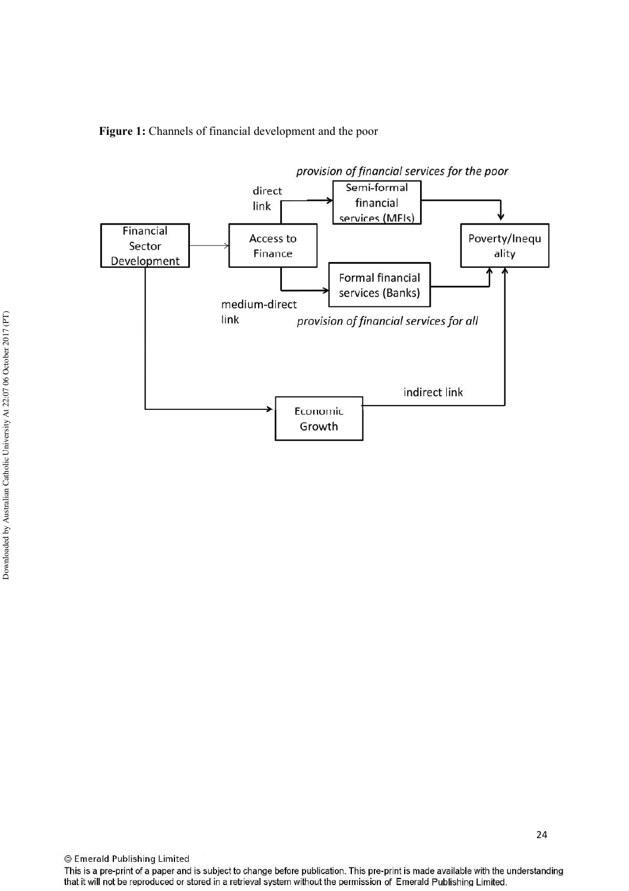**Figure 1:** Channels of financial development and the poor

provision of financial services for the poor

direct link

Semi-formal financial services (MFIs)

Financial Sector Development

Access to Finance

Poverty/Inequality

Formal financial services (Banks)

medium-direct link

provision of financial services for all

indirect link

Economic Growth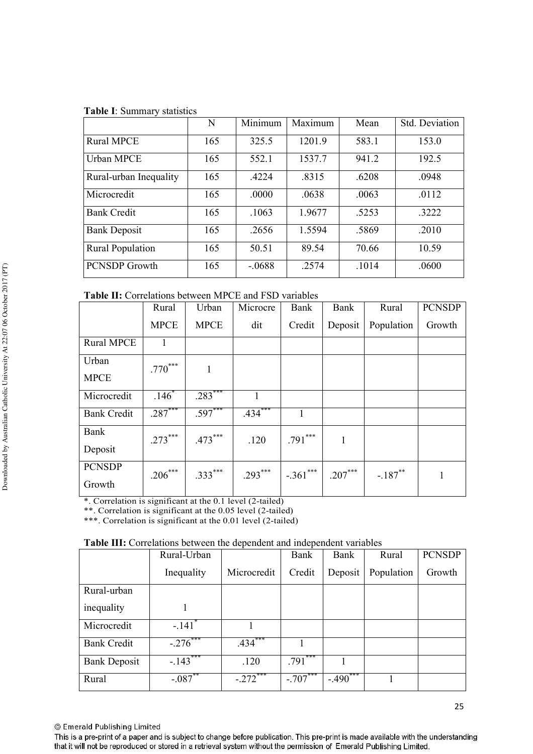**Table I**: Summary statistics

| | N | Minimum | Maximum | Mean | Std. Deviation |
|---|---|---|---|---|---|
| Rural MPCE | 165 | 325.5 | 1201.9 | 583.1 | 153.0 |
| Urban MPCE | 165 | 552.1 | 1537.7 | 941.2 | 192.5 |
| Rural-urban Inequality | 165 | .4224 | .8315 | .6208 | .0948 |
| Microcredit | 165 | .0000 | .0638 | .0063 | .0112 |
| Bank Credit | 165 | .1063 | 1.9677 | .5253 | .3222 |
| Bank Deposit | 165 | .2656 | 1.5594 | .5869 | .2010 |
| Rural Population | 165 | 50.51 | 89.54 | 70.66 | 10.59 |
| PCNSDP Growth | 165 | -.0688 | .2574 | .1014 | .0600 |

**Table II:** Correlations between MPCE and FSD variables

| | Rural MPCE | Urban MPCE | Microcredit | Bank Credit | Bank Deposit | Rural Population | PCNSDP Growth |
|---|---|---|---|---|---|---|---|
| Rural MPCE | 1 | | | | | | |
| Urban MPCE | .770*** | 1 | | | | | |
| Microcredit | .146* | .283*** | 1 | | | | |
| Bank Credit | .287*** | .597*** | .434*** | 1 | | | |
| Bank Deposit | .273*** | .473*** | .120 | .791*** | 1 | | |
| PCNSDP Growth | .206*** | .333*** | .293*** | -.361*** | .207*** | -.187** | 1 |

*. Correlation is significant at the 0.1 level (2-tailed)
**. Correlation is significant at the 0.05 level (2-tailed)
***. Correlation is significant at the 0.01 level (2-tailed)

**Table III:** Correlations between the dependent and independent variables

| | Rural-Urban Inequality | Microcredit | Bank Credit | Bank Deposit | Rural Population | PCNSDP Growth |
|---|---|---|---|---|---|---|
| Rural-urban inequality | 1 | | | | | |
| Microcredit | -.141* | 1 | | | | |
| Bank Credit | -.276*** | .434*** | 1 | | | |
| Bank Deposit | -.143*** | .120 | .791*** | 1 | | |
| Rural | -.087** | -.272*** | -.707*** | -.490*** | 1 | |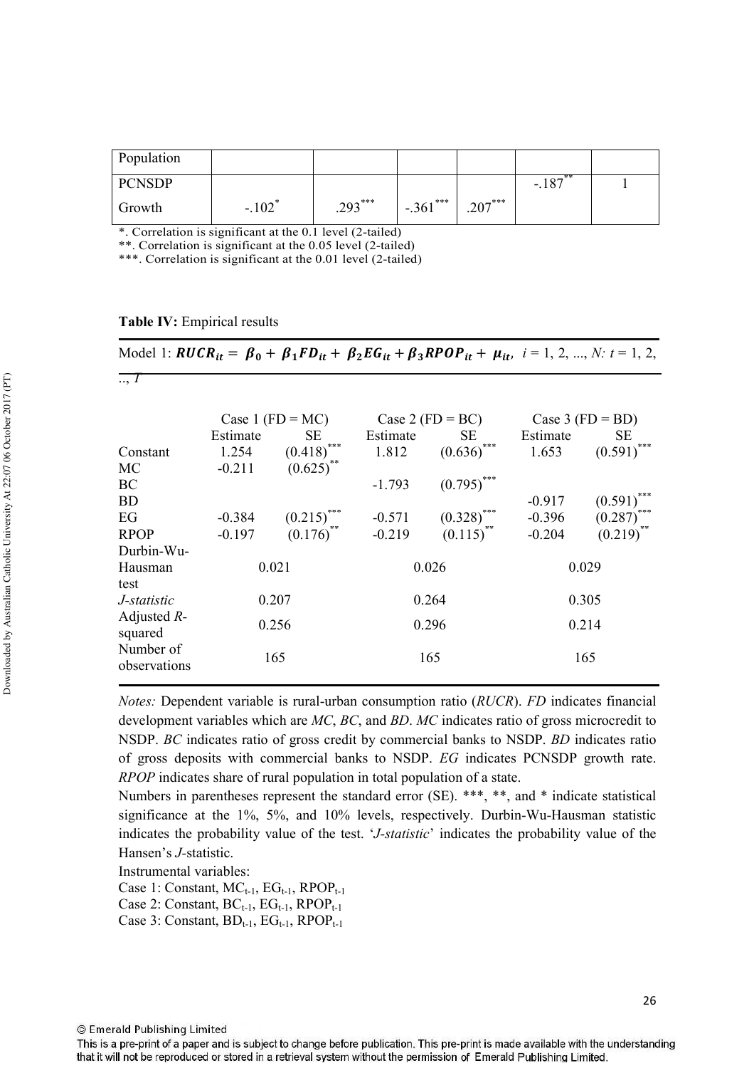| Population | | | | | | |
|---|---|---|---|---|---|---|
| PCNSDP Growth | -.102* | .293*** | -.361*** | .207*** | -.187** | 1 |

*. Correlation is significant at the 0.1 level (2-tailed)
**. Correlation is significant at the 0.05 level (2-tailed)
***. Correlation is significant at the 0.01 level (2-tailed)

**Table IV:** Empirical results

Model 1: $\boldsymbol{RUCR_{it} = \beta_0 + \beta_1 FD_{it} + \beta_2 EG_{it} + \beta_3 RPOP_{it} + \mu_{it}}$, $i = 1, 2, ..., N$: $t = 1, 2, ..., T$

| | Case 1 (FD = MC) | | Case 2 (FD = BC) | | Case 3 (FD = BD) | |
|---|---|---|---|---|---|---|
| | Estimate | SE | Estimate | SE | Estimate | SE |
| Constant | 1.254 | (0.418)*** | 1.812 | (0.636)*** | 1.653 | (0.591)*** |
| MC | -0.211 | (0.625)** | | | | |
| BC | | | -1.793 | (0.795)*** | | |
| BD | | | | | -0.917 | (0.591)*** |
| EG | -0.384 | (0.215)*** | -0.571 | (0.328)*** | -0.396 | (0.287)*** |
| RPOP | -0.197 | (0.176)** | -0.219 | (0.115)** | -0.204 | (0.219)** |
| Durbin-Wu-Hausman test | 0.021 | | 0.026 | | 0.029 | |
| *J-statistic* | 0.207 | | 0.264 | | 0.305 | |
| Adjusted *R*-squared | 0.256 | | 0.296 | | 0.214 | |
| Number of observations | 165 | | 165 | | 165 | |

*Notes:* Dependent variable is rural-urban consumption ratio (*RUCR*). *FD* indicates financial development variables which are *MC*, *BC*, and *BD*. *MC* indicates ratio of gross microcredit to NSDP. *BC* indicates ratio of gross credit by commercial banks to NSDP. *BD* indicates ratio of gross deposits with commercial banks to NSDP. *EG* indicates PCNSDP growth rate. *RPOP* indicates share of rural population in total population of a state.

Numbers in parentheses represent the standard error (SE). ***, **, and * indicate statistical significance at the 1%, 5%, and 10% levels, respectively. Durbin-Wu-Hausman statistic indicates the probability value of the test. '*J-statistic*' indicates the probability value of the Hansen's *J*-statistic.

Instrumental variables:
Case 1: Constant, $MC_{t-1}$, $EG_{t-1}$, $RPOP_{t-1}$
Case 2: Constant, $BC_{t-1}$, $EG_{t-1}$, $RPOP_{t-1}$
Case 3: Constant, $BD_{t-1}$, $EG_{t-1}$, $RPOP_{t-1}$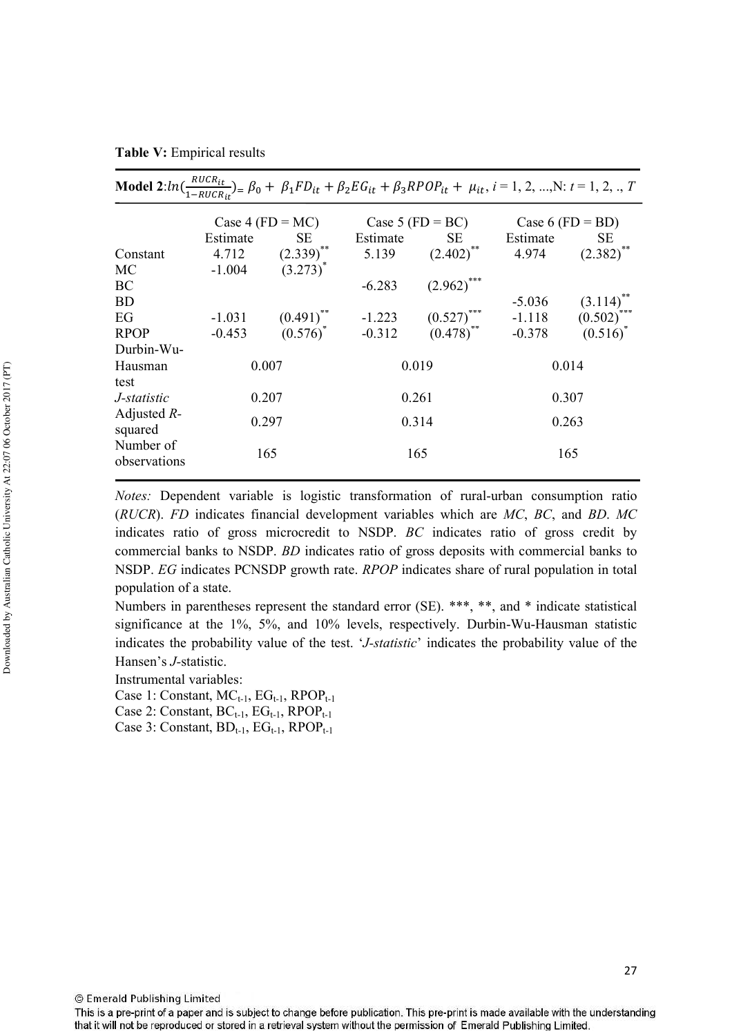**Table V:** Empirical results

| **Model 2**: $ln(\frac{RUCR_{it}}{1-RUCR_{it}}) = \beta_0 + \beta_1 FD_{it} + \beta_2 EG_{it} + \beta_3 RPOP_{it} + \mu_{it}$, $i$ = 1, 2, ...,N: $t$ = 1, 2, ., $T$ | | | | | | |
|---|---|---|---|---|---|---|
| | Case 4 (FD = MC) | | Case 5 (FD = BC) | | Case 6 (FD = BD) | |
| | Estimate | SE | Estimate | SE | Estimate | SE |
| Constant | 4.712 | (2.339)** | 5.139 | (2.402)** | 4.974 | (2.382)** |
| MC | -1.004 | (3.273)* | | | | |
| BC | | | -6.283 | (2.962)*** | | |
| BD | | | | | -5.036 | (3.114)** |
| EG | -1.031 | (0.491)** | -1.223 | (0.527)*** | -1.118 | (0.502)*** |
| RPOP | -0.453 | (0.576)* | -0.312 | (0.478)** | -0.378 | (0.516)* |
| Durbin-Wu-Hausman test | 0.007 | | 0.019 | | 0.014 | |
| *J-statistic* | 0.207 | | 0.261 | | 0.307 | |
| Adjusted *R*-squared | 0.297 | | 0.314 | | 0.263 | |
| Number of observations | 165 | | 165 | | 165 | |

*Notes:* Dependent variable is logistic transformation of rural-urban consumption ratio (*RUCR*). *FD* indicates financial development variables which are *MC*, *BC*, and *BD*. *MC* indicates ratio of gross microcredit to NSDP. *BC* indicates ratio of gross credit by commercial banks to NSDP. *BD* indicates ratio of gross deposits with commercial banks to NSDP. *EG* indicates PCNSDP growth rate. *RPOP* indicates share of rural population in total population of a state.

Numbers in parentheses represent the standard error (SE). ***, **, and * indicate statistical significance at the 1%, 5%, and 10% levels, respectively. Durbin-Wu-Hausman statistic indicates the probability value of the test. '*J-statistic*' indicates the probability value of the Hansen's *J*-statistic.

Instrumental variables:
Case 1: Constant, $MC_{t-1}$, $EG_{t-1}$, $RPOP_{t-1}$
Case 2: Constant, $BC_{t-1}$, $EG_{t-1}$, $RPOP_{t-1}$
Case 3: Constant, $BD_{t-1}$, $EG_{t-1}$, $RPOP_{t-1}$